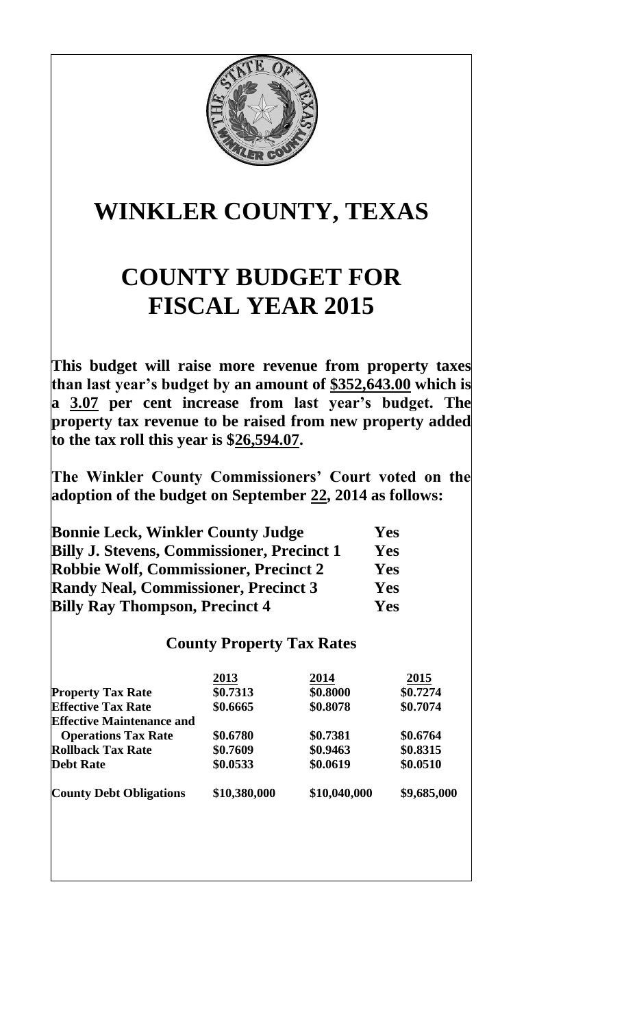# WINKLER COUNTY, TEXAS

# COUNTY BUDGET FOR FISCAL YEAR 2015

**This budget will raise more revenue from property taxes than last year's budget by an amount of $352,643.00 which is a 3.07 per cent increase from last year's budget. The property tax revenue to be raised from new property added to the tax roll this year is $26,594.07.**

**The Winkler County Commissioners' Court voted on the adoption of the budget on September 22, 2014 as follows:**

| | |
|---|---|
| **Bonnie Leck, Winkler County Judge** | **Yes** |
| **Billy J. Stevens, Commissioner, Precinct 1** | **Yes** |
| **Robbie Wolf, Commissioner, Precinct 2** | **Yes** |
| **Randy Neal, Commissioner, Precinct 3** | **Yes** |
| **Billy Ray Thompson, Precinct 4** | **Yes** |

### County Property Tax Rates

| | 2013 | 2014 | 2015 |
|---|---|---|---|
| **Property Tax Rate** | **$0.7313** | **$0.8000** | **$0.7274** |
| **Effective Tax Rate** | **$0.6665** | **$0.8078** | **$0.7074** |
| **Effective Maintenance and Operations Tax Rate** | **$0.6780** | **$0.7381** | **$0.6764** |
| **Rollback Tax Rate** | **$0.7609** | **$0.9463** | **$0.8315** |
| **Debt Rate** | **$0.0533** | **$0.0619** | **$0.0510** |
| **County Debt Obligations** | **$10,380,000** | **$10,040,000** | **$9,685,000** |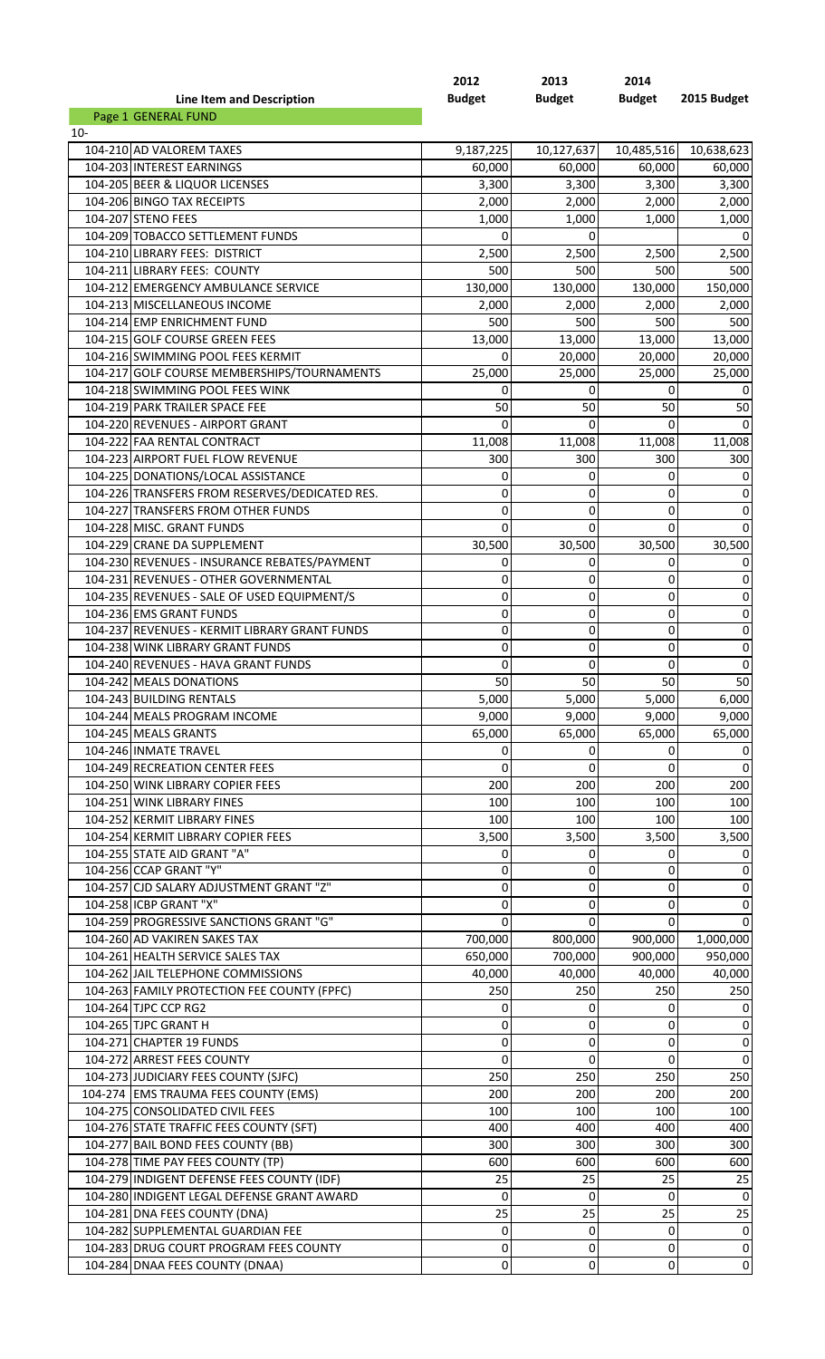| Line Item and Description | 2012 Budget | 2013 Budget | 2014 Budget | 2015 Budget |
|---|---|---|---|---|
| Page 1 GENERAL FUND | | | | |
| 10- | | | | |
| 104-210 AD VALOREM TAXES | 9,187,225 | 10,127,637 | 10,485,516 | 10,638,623 |
| 104-203 INTEREST EARNINGS | 60,000 | 60,000 | 60,000 | 60,000 |
| 104-205 BEER & LIQUOR LICENSES | 3,300 | 3,300 | 3,300 | 3,300 |
| 104-206 BINGO TAX RECEIPTS | 2,000 | 2,000 | 2,000 | 2,000 |
| 104-207 STENO FEES | 1,000 | 1,000 | 1,000 | 1,000 |
| 104-209 TOBACCO SETTLEMENT FUNDS | 0 | 0 | | 0 |
| 104-210 LIBRARY FEES: DISTRICT | 2,500 | 2,500 | 2,500 | 2,500 |
| 104-211 LIBRARY FEES: COUNTY | 500 | 500 | 500 | 500 |
| 104-212 EMERGENCY AMBULANCE SERVICE | 130,000 | 130,000 | 130,000 | 150,000 |
| 104-213 MISCELLANEOUS INCOME | 2,000 | 2,000 | 2,000 | 2,000 |
| 104-214 EMP ENRICHMENT FUND | 500 | 500 | 500 | 500 |
| 104-215 GOLF COURSE GREEN FEES | 13,000 | 13,000 | 13,000 | 13,000 |
| 104-216 SWIMMING POOL FEES KERMIT | 0 | 20,000 | 20,000 | 20,000 |
| 104-217 GOLF COURSE MEMBERSHIPS/TOURNAMENTS | 25,000 | 25,000 | 25,000 | 25,000 |
| 104-218 SWIMMING POOL FEES WINK | 0 | 0 | 0 | 0 |
| 104-219 PARK TRAILER SPACE FEE | 50 | 50 | 50 | 50 |
| 104-220 REVENUES - AIRPORT GRANT | 0 | 0 | 0 | 0 |
| 104-222 FAA RENTAL CONTRACT | 11,008 | 11,008 | 11,008 | 11,008 |
| 104-223 AIRPORT FUEL FLOW REVENUE | 300 | 300 | 300 | 300 |
| 104-225 DONATIONS/LOCAL ASSISTANCE | 0 | 0 | 0 | 0 |
| 104-226 TRANSFERS FROM RESERVES/DEDICATED RES. | 0 | 0 | 0 | 0 |
| 104-227 TRANSFERS FROM OTHER FUNDS | 0 | 0 | 0 | 0 |
| 104-228 MISC. GRANT FUNDS | 0 | 0 | 0 | 0 |
| 104-229 CRANE DA SUPPLEMENT | 30,500 | 30,500 | 30,500 | 30,500 |
| 104-230 REVENUES - INSURANCE REBATES/PAYMENT | 0 | 0 | 0 | 0 |
| 104-231 REVENUES - OTHER GOVERNMENTAL | 0 | 0 | 0 | 0 |
| 104-235 REVENUES - SALE OF USED EQUIPMENT/S | 0 | 0 | 0 | 0 |
| 104-236 EMS GRANT FUNDS | 0 | 0 | 0 | 0 |
| 104-237 REVENUES - KERMIT LIBRARY GRANT FUNDS | 0 | 0 | 0 | 0 |
| 104-238 WINK LIBRARY GRANT FUNDS | 0 | 0 | 0 | 0 |
| 104-240 REVENUES - HAVA GRANT FUNDS | 0 | 0 | 0 | 0 |
| 104-242 MEALS DONATIONS | 50 | 50 | 50 | 50 |
| 104-243 BUILDING RENTALS | 5,000 | 5,000 | 5,000 | 6,000 |
| 104-244 MEALS PROGRAM INCOME | 9,000 | 9,000 | 9,000 | 9,000 |
| 104-245 MEALS GRANTS | 65,000 | 65,000 | 65,000 | 65,000 |
| 104-246 INMATE TRAVEL | 0 | 0 | 0 | 0 |
| 104-249 RECREATION CENTER FEES | 0 | 0 | 0 | 0 |
| 104-250 WINK LIBRARY COPIER FEES | 200 | 200 | 200 | 200 |
| 104-251 WINK LIBRARY FINES | 100 | 100 | 100 | 100 |
| 104-252 KERMIT LIBRARY FINES | 100 | 100 | 100 | 100 |
| 104-254 KERMIT LIBRARY COPIER FEES | 3,500 | 3,500 | 3,500 | 3,500 |
| 104-255 STATE AID GRANT "A" | 0 | 0 | 0 | 0 |
| 104-256 CCAP GRANT "Y" | 0 | 0 | 0 | 0 |
| 104-257 CJD SALARY ADJUSTMENT GRANT "Z" | 0 | 0 | 0 | 0 |
| 104-258 ICBP GRANT "X" | 0 | 0 | 0 | 0 |
| 104-259 PROGRESSIVE SANCTIONS GRANT "G" | 0 | 0 | 0 | 0 |
| 104-260 AD VAKIREN SAKES TAX | 700,000 | 800,000 | 900,000 | 1,000,000 |
| 104-261 HEALTH SERVICE SALES TAX | 650,000 | 700,000 | 900,000 | 950,000 |
| 104-262 JAIL TELEPHONE COMMISSIONS | 40,000 | 40,000 | 40,000 | 40,000 |
| 104-263 FAMILY PROTECTION FEE COUNTY (FPFC) | 250 | 250 | 250 | 250 |
| 104-264 TJPC CCP RG2 | 0 | 0 | 0 | 0 |
| 104-265 TJPC GRANT H | 0 | 0 | 0 | 0 |
| 104-271 CHAPTER 19 FUNDS | 0 | 0 | 0 | 0 |
| 104-272 ARREST FEES COUNTY | 0 | 0 | 0 | 0 |
| 104-273 JUDICIARY FEES COUNTY (SJFC) | 250 | 250 | 250 | 250 |
| 104-274 EMS TRAUMA FEES COUNTY (EMS) | 200 | 200 | 200 | 200 |
| 104-275 CONSOLIDATED CIVIL FEES | 100 | 100 | 100 | 100 |
| 104-276 STATE TRAFFIC FEES COUNTY (SFT) | 400 | 400 | 400 | 400 |
| 104-277 BAIL BOND FEES COUNTY (BB) | 300 | 300 | 300 | 300 |
| 104-278 TIME PAY FEES COUNTY (TP) | 600 | 600 | 600 | 600 |
| 104-279 INDIGENT DEFENSE FEES COUNTY (IDF) | 25 | 25 | 25 | 25 |
| 104-280 INDIGENT LEGAL DEFENSE GRANT AWARD | 0 | 0 | 0 | 0 |
| 104-281 DNA FEES COUNTY (DNA) | 25 | 25 | 25 | 25 |
| 104-282 SUPPLEMENTAL GUARDIAN FEE | 0 | 0 | 0 | 0 |
| 104-283 DRUG COURT PROGRAM FEES COUNTY | 0 | 0 | 0 | 0 |
| 104-284 DNAA FEES COUNTY (DNAA) | 0 | 0 | 0 | 0 |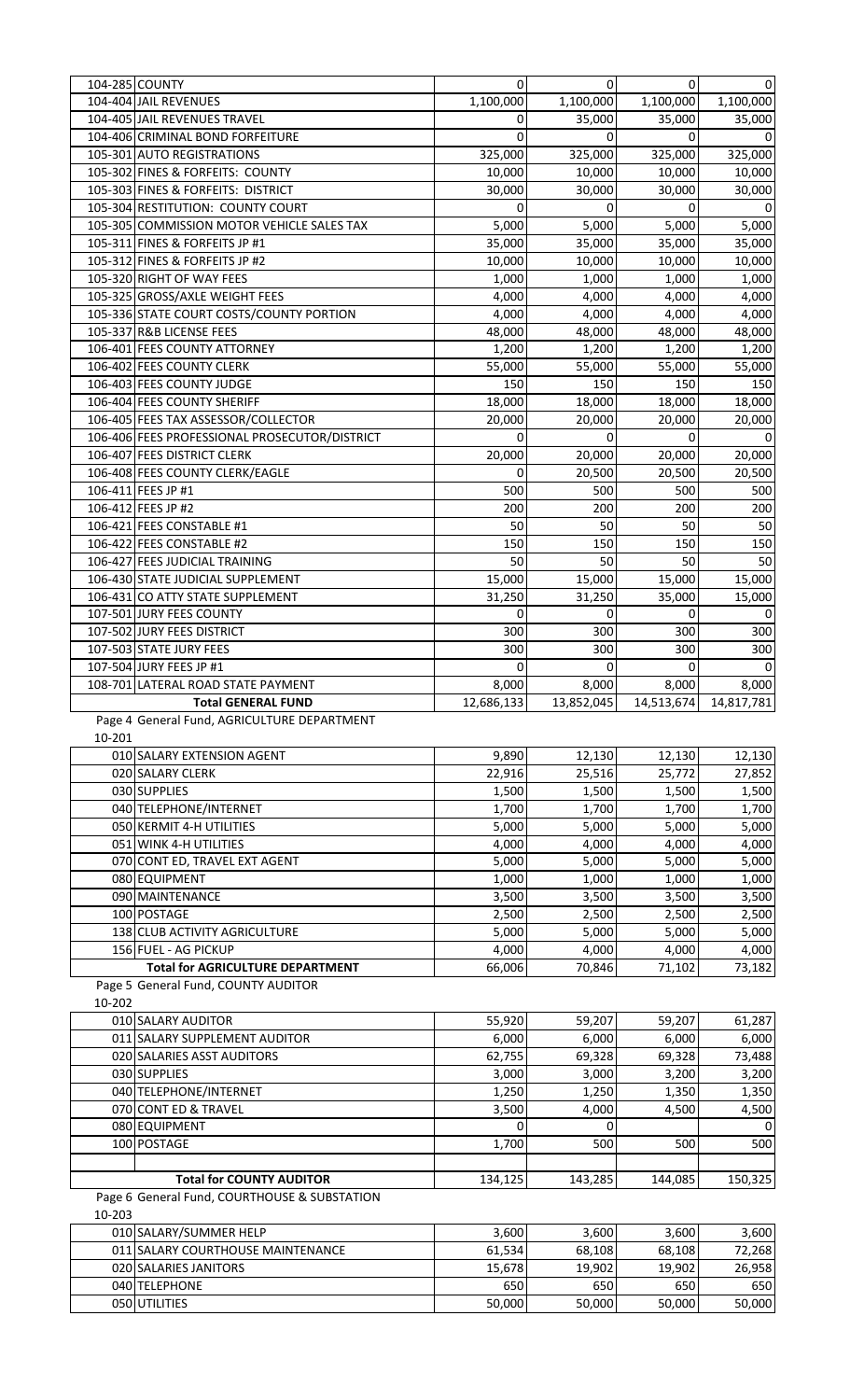| | | | | | |
|---|---|---|---|---|---|
| 104-285 | COUNTY | 0 | 0 | 0 | 0 |
| 104-404 | JAIL REVENUES | 1,100,000 | 1,100,000 | 1,100,000 | 1,100,000 |
| 104-405 | JAIL REVENUES TRAVEL | 0 | 35,000 | 35,000 | 35,000 |
| 104-406 | CRIMINAL BOND FORFEITURE | 0 | 0 | 0 | 0 |
| 105-301 | AUTO REGISTRATIONS | 325,000 | 325,000 | 325,000 | 325,000 |
| 105-302 | FINES & FORFEITS: COUNTY | 10,000 | 10,000 | 10,000 | 10,000 |
| 105-303 | FINES & FORFEITS: DISTRICT | 30,000 | 30,000 | 30,000 | 30,000 |
| 105-304 | RESTITUTION: COUNTY COURT | 0 | 0 | 0 | 0 |
| 105-305 | COMMISSION MOTOR VEHICLE SALES TAX | 5,000 | 5,000 | 5,000 | 5,000 |
| 105-311 | FINES & FORFEITS JP #1 | 35,000 | 35,000 | 35,000 | 35,000 |
| 105-312 | FINES & FORFEITS JP #2 | 10,000 | 10,000 | 10,000 | 10,000 |
| 105-320 | RIGHT OF WAY FEES | 1,000 | 1,000 | 1,000 | 1,000 |
| 105-325 | GROSS/AXLE WEIGHT FEES | 4,000 | 4,000 | 4,000 | 4,000 |
| 105-336 | STATE COURT COSTS/COUNTY PORTION | 4,000 | 4,000 | 4,000 | 4,000 |
| 105-337 | R&B LICENSE FEES | 48,000 | 48,000 | 48,000 | 48,000 |
| 106-401 | FEES COUNTY ATTORNEY | 1,200 | 1,200 | 1,200 | 1,200 |
| 106-402 | FEES COUNTY CLERK | 55,000 | 55,000 | 55,000 | 55,000 |
| 106-403 | FEES COUNTY JUDGE | 150 | 150 | 150 | 150 |
| 106-404 | FEES COUNTY SHERIFF | 18,000 | 18,000 | 18,000 | 18,000 |
| 106-405 | FEES TAX ASSESSOR/COLLECTOR | 20,000 | 20,000 | 20,000 | 20,000 |
| 106-406 | FEES PROFESSIONAL PROSECUTOR/DISTRICT | 0 | 0 | 0 | 0 |
| 106-407 | FEES DISTRICT CLERK | 20,000 | 20,000 | 20,000 | 20,000 |
| 106-408 | FEES COUNTY CLERK/EAGLE | 0 | 20,500 | 20,500 | 20,500 |
| 106-411 | FEES JP #1 | 500 | 500 | 500 | 500 |
| 106-412 | FEES JP #2 | 200 | 200 | 200 | 200 |
| 106-421 | FEES CONSTABLE #1 | 50 | 50 | 50 | 50 |
| 106-422 | FEES CONSTABLE #2 | 150 | 150 | 150 | 150 |
| 106-427 | FEES JUDICIAL TRAINING | 50 | 50 | 50 | 50 |
| 106-430 | STATE JUDICIAL SUPPLEMENT | 15,000 | 15,000 | 15,000 | 15,000 |
| 106-431 | CO ATTY STATE SUPPLEMENT | 31,250 | 31,250 | 35,000 | 15,000 |
| 107-501 | JURY FEES COUNTY | 0 | 0 | 0 | 0 |
| 107-502 | JURY FEES DISTRICT | 300 | 300 | 300 | 300 |
| 107-503 | STATE JURY FEES | 300 | 300 | 300 | 300 |
| 107-504 | JURY FEES JP #1 | 0 | 0 | 0 | 0 |
| 108-701 | LATERAL ROAD STATE PAYMENT | 8,000 | 8,000 | 8,000 | 8,000 |
| | **Total GENERAL FUND** | 12,686,133 | 13,852,045 | 14,513,674 | 14,817,781 |

Page 4 General Fund, AGRICULTURE DEPARTMENT

10-201

| | | | | | |
|---|---|---|---|---|---|
| 010 | SALARY EXTENSION AGENT | 9,890 | 12,130 | 12,130 | 12,130 |
| 020 | SALARY CLERK | 22,916 | 25,516 | 25,772 | 27,852 |
| 030 | SUPPLIES | 1,500 | 1,500 | 1,500 | 1,500 |
| 040 | TELEPHONE/INTERNET | 1,700 | 1,700 | 1,700 | 1,700 |
| 050 | KERMIT 4-H UTILITIES | 5,000 | 5,000 | 5,000 | 5,000 |
| 051 | WINK 4-H UTILITIES | 4,000 | 4,000 | 4,000 | 4,000 |
| 070 | CONT ED, TRAVEL EXT AGENT | 5,000 | 5,000 | 5,000 | 5,000 |
| 080 | EQUIPMENT | 1,000 | 1,000 | 1,000 | 1,000 |
| 090 | MAINTENANCE | 3,500 | 3,500 | 3,500 | 3,500 |
| 100 | POSTAGE | 2,500 | 2,500 | 2,500 | 2,500 |
| 138 | CLUB ACTIVITY AGRICULTURE | 5,000 | 5,000 | 5,000 | 5,000 |
| 156 | FUEL - AG PICKUP | 4,000 | 4,000 | 4,000 | 4,000 |
| | **Total for AGRICULTURE DEPARTMENT** | 66,006 | 70,846 | 71,102 | 73,182 |

Page 5 General Fund, COUNTY AUDITOR

10-202

| | | | | | |
|---|---|---|---|---|---|
| 010 | SALARY AUDITOR | 55,920 | 59,207 | 59,207 | 61,287 |
| 011 | SALARY SUPPLEMENT AUDITOR | 6,000 | 6,000 | 6,000 | 6,000 |
| 020 | SALARIES ASST AUDITORS | 62,755 | 69,328 | 69,328 | 73,488 |
| 030 | SUPPLIES | 3,000 | 3,000 | 3,200 | 3,200 |
| 040 | TELEPHONE/INTERNET | 1,250 | 1,250 | 1,350 | 1,350 |
| 070 | CONT ED & TRAVEL | 3,500 | 4,000 | 4,500 | 4,500 |
| 080 | EQUIPMENT | 0 | 0 | | 0 |
| 100 | POSTAGE | 1,700 | 500 | 500 | 500 |
| | | | | | |
| | **Total for COUNTY AUDITOR** | 134,125 | 143,285 | 144,085 | 150,325 |

Page 6 General Fund, COURTHOUSE & SUBSTATION

10-203

| | | | | | |
|---|---|---|---|---|---|
| 010 | SALARY/SUMMER HELP | 3,600 | 3,600 | 3,600 | 3,600 |
| 011 | SALARY COURTHOUSE MAINTENANCE | 61,534 | 68,108 | 68,108 | 72,268 |
| 020 | SALARIES JANITORS | 15,678 | 19,902 | 19,902 | 26,958 |
| 040 | TELEPHONE | 650 | 650 | 650 | 650 |
| 050 | UTILITIES | 50,000 | 50,000 | 50,000 | 50,000 |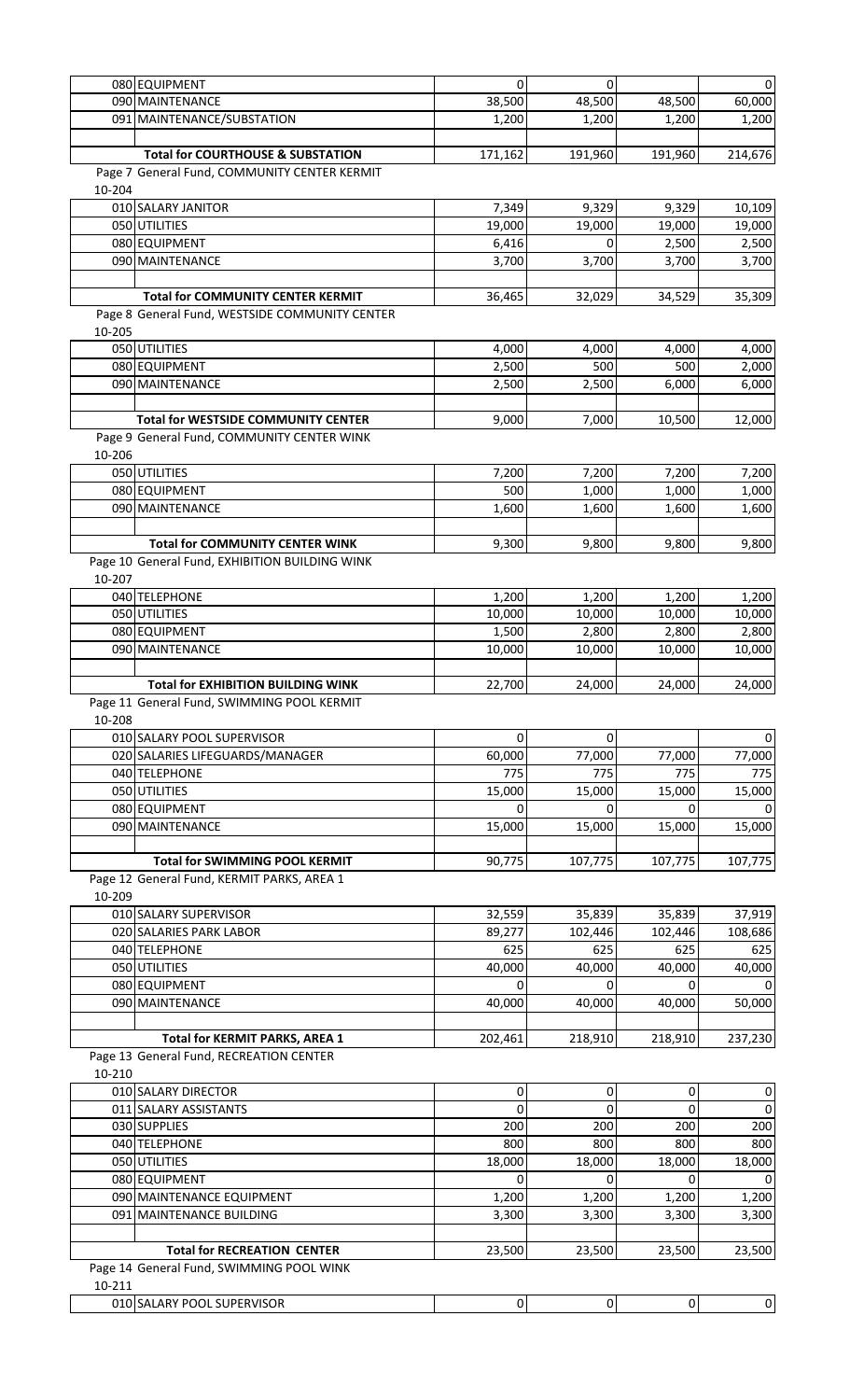| | | | | | |
|---|---|---|---|---|---|
| | 080 | EQUIPMENT | 0 | 0 | | 0 |
| | 090 | MAINTENANCE | 38,500 | 48,500 | 48,500 | 60,000 |
| | 091 | MAINTENANCE/SUBSTATION | 1,200 | 1,200 | 1,200 | 1,200 |
| | | | | | | |
| | | **Total for COURTHOUSE & SUBSTATION** | 171,162 | 191,960 | 191,960 | 214,676 |

Page 7 General Fund, COMMUNITY CENTER KERMIT

10-204

| | | | | | |
|---|---|---|---|---|---|
| 010 | SALARY JANITOR | 7,349 | 9,329 | 9,329 | 10,109 |
| 050 | UTILITIES | 19,000 | 19,000 | 19,000 | 19,000 |
| 080 | EQUIPMENT | 6,416 | 0 | 2,500 | 2,500 |
| 090 | MAINTENANCE | 3,700 | 3,700 | 3,700 | 3,700 |
| | | | | | |
| | **Total for COMMUNITY CENTER KERMIT** | 36,465 | 32,029 | 34,529 | 35,309 |

Page 8 General Fund, WESTSIDE COMMUNITY CENTER

10-205

| | | | | | |
|---|---|---|---|---|---|
| 050 | UTILITIES | 4,000 | 4,000 | 4,000 | 4,000 |
| 080 | EQUIPMENT | 2,500 | 500 | 500 | 2,000 |
| 090 | MAINTENANCE | 2,500 | 2,500 | 6,000 | 6,000 |
| | | | | | |
| | **Total for WESTSIDE COMMUNITY CENTER** | 9,000 | 7,000 | 10,500 | 12,000 |

Page 9 General Fund, COMMUNITY CENTER WINK

10-206

| | | | | | |
|---|---|---|---|---|---|
| 050 | UTILITIES | 7,200 | 7,200 | 7,200 | 7,200 |
| 080 | EQUIPMENT | 500 | 1,000 | 1,000 | 1,000 |
| 090 | MAINTENANCE | 1,600 | 1,600 | 1,600 | 1,600 |
| | | | | | |
| | **Total for COMMUNITY CENTER WINK** | 9,300 | 9,800 | 9,800 | 9,800 |

Page 10 General Fund, EXHIBITION BUILDING WINK

10-207

| | | | | | |
|---|---|---|---|---|---|
| 040 | TELEPHONE | 1,200 | 1,200 | 1,200 | 1,200 |
| 050 | UTILITIES | 10,000 | 10,000 | 10,000 | 10,000 |
| 080 | EQUIPMENT | 1,500 | 2,800 | 2,800 | 2,800 |
| 090 | MAINTENANCE | 10,000 | 10,000 | 10,000 | 10,000 |
| | | | | | |
| | **Total for EXHIBITION BUILDING WINK** | 22,700 | 24,000 | 24,000 | 24,000 |

Page 11 General Fund, SWIMMING POOL KERMIT

10-208

| | | | | | |
|---|---|---|---|---|---|
| 010 | SALARY POOL SUPERVISOR | 0 | 0 | | 0 |
| 020 | SALARIES LIFEGUARDS/MANAGER | 60,000 | 77,000 | 77,000 | 77,000 |
| 040 | TELEPHONE | 775 | 775 | 775 | 775 |
| 050 | UTILITIES | 15,000 | 15,000 | 15,000 | 15,000 |
| 080 | EQUIPMENT | 0 | 0 | 0 | 0 |
| 090 | MAINTENANCE | 15,000 | 15,000 | 15,000 | 15,000 |
| | | | | | |
| | **Total for SWIMMING POOL KERMIT** | 90,775 | 107,775 | 107,775 | 107,775 |

Page 12 General Fund, KERMIT PARKS, AREA 1

10-209

| | | | | | |
|---|---|---|---|---|---|
| 010 | SALARY SUPERVISOR | 32,559 | 35,839 | 35,839 | 37,919 |
| 020 | SALARIES PARK LABOR | 89,277 | 102,446 | 102,446 | 108,686 |
| 040 | TELEPHONE | 625 | 625 | 625 | 625 |
| 050 | UTILITIES | 40,000 | 40,000 | 40,000 | 40,000 |
| 080 | EQUIPMENT | 0 | 0 | 0 | 0 |
| 090 | MAINTENANCE | 40,000 | 40,000 | 40,000 | 50,000 |
| | | | | | |
| | **Total for KERMIT PARKS, AREA 1** | 202,461 | 218,910 | 218,910 | 237,230 |

Page 13 General Fund, RECREATION CENTER

10-210

| | | | | | |
|---|---|---|---|---|---|
| 010 | SALARY DIRECTOR | 0 | 0 | 0 | 0 |
| 011 | SALARY ASSISTANTS | 0 | 0 | 0 | 0 |
| 030 | SUPPLIES | 200 | 200 | 200 | 200 |
| 040 | TELEPHONE | 800 | 800 | 800 | 800 |
| 050 | UTILITIES | 18,000 | 18,000 | 18,000 | 18,000 |
| 080 | EQUIPMENT | 0 | 0 | 0 | 0 |
| 090 | MAINTENANCE EQUIPMENT | 1,200 | 1,200 | 1,200 | 1,200 |
| 091 | MAINTENANCE BUILDING | 3,300 | 3,300 | 3,300 | 3,300 |
| | | | | | |
| | **Total for RECREATION CENTER** | 23,500 | 23,500 | 23,500 | 23,500 |

Page 14 General Fund, SWIMMING POOL WINK

10-211

| | | | | | |
|---|---|---|---|---|---|
| 010 | SALARY POOL SUPERVISOR | 0 | 0 | 0 | 0 |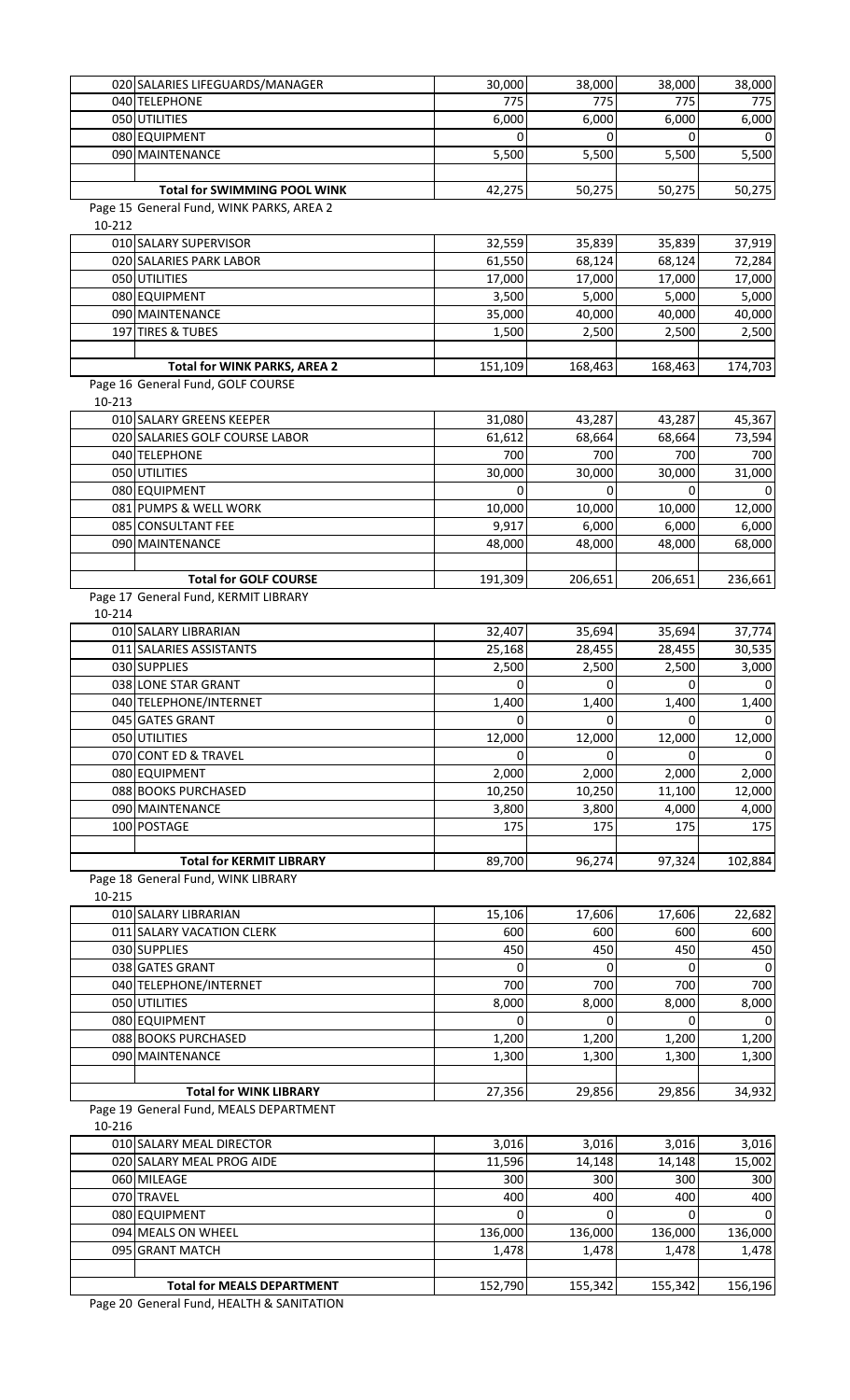| | | | | | |
|---|---|---|---|---|---|
| 020 | SALARIES LIFEGUARDS/MANAGER | 30,000 | 38,000 | 38,000 | 38,000 |
| 040 | TELEPHONE | 775 | 775 | 775 | 775 |
| 050 | UTILITIES | 6,000 | 6,000 | 6,000 | 6,000 |
| 080 | EQUIPMENT | 0 | 0 | 0 | 0 |
| 090 | MAINTENANCE | 5,500 | 5,500 | 5,500 | 5,500 |
| | | | | | |
| | **Total for SWIMMING POOL WINK** | 42,275 | 50,275 | 50,275 | 50,275 |

Page 15 General Fund, WINK PARKS, AREA 2

10-212

| | | | | | |
|---|---|---|---|---|---|
| 010 | SALARY SUPERVISOR | 32,559 | 35,839 | 35,839 | 37,919 |
| 020 | SALARIES PARK LABOR | 61,550 | 68,124 | 68,124 | 72,284 |
| 050 | UTILITIES | 17,000 | 17,000 | 17,000 | 17,000 |
| 080 | EQUIPMENT | 3,500 | 5,000 | 5,000 | 5,000 |
| 090 | MAINTENANCE | 35,000 | 40,000 | 40,000 | 40,000 |
| 197 | TIRES & TUBES | 1,500 | 2,500 | 2,500 | 2,500 |
| | | | | | |
| | **Total for WINK PARKS, AREA 2** | 151,109 | 168,463 | 168,463 | 174,703 |

Page 16 General Fund, GOLF COURSE

10-213

| | | | | | |
|---|---|---|---|---|---|
| 010 | SALARY GREENS KEEPER | 31,080 | 43,287 | 43,287 | 45,367 |
| 020 | SALARIES GOLF COURSE LABOR | 61,612 | 68,664 | 68,664 | 73,594 |
| 040 | TELEPHONE | 700 | 700 | 700 | 700 |
| 050 | UTILITIES | 30,000 | 30,000 | 30,000 | 31,000 |
| 080 | EQUIPMENT | 0 | 0 | 0 | 0 |
| 081 | PUMPS & WELL WORK | 10,000 | 10,000 | 10,000 | 12,000 |
| 085 | CONSULTANT FEE | 9,917 | 6,000 | 6,000 | 6,000 |
| 090 | MAINTENANCE | 48,000 | 48,000 | 48,000 | 68,000 |
| | | | | | |
| | **Total for GOLF COURSE** | 191,309 | 206,651 | 206,651 | 236,661 |

Page 17 General Fund, KERMIT LIBRARY

10-214

| | | | | | |
|---|---|---|---|---|---|
| 010 | SALARY LIBRARIAN | 32,407 | 35,694 | 35,694 | 37,774 |
| 011 | SALARIES ASSISTANTS | 25,168 | 28,455 | 28,455 | 30,535 |
| 030 | SUPPLIES | 2,500 | 2,500 | 2,500 | 3,000 |
| 038 | LONE STAR GRANT | 0 | 0 | 0 | 0 |
| 040 | TELEPHONE/INTERNET | 1,400 | 1,400 | 1,400 | 1,400 |
| 045 | GATES GRANT | 0 | 0 | 0 | 0 |
| 050 | UTILITIES | 12,000 | 12,000 | 12,000 | 12,000 |
| 070 | CONT ED & TRAVEL | 0 | 0 | 0 | 0 |
| 080 | EQUIPMENT | 2,000 | 2,000 | 2,000 | 2,000 |
| 088 | BOOKS PURCHASED | 10,250 | 10,250 | 11,100 | 12,000 |
| 090 | MAINTENANCE | 3,800 | 3,800 | 4,000 | 4,000 |
| 100 | POSTAGE | 175 | 175 | 175 | 175 |
| | | | | | |
| | **Total for KERMIT LIBRARY** | 89,700 | 96,274 | 97,324 | 102,884 |

Page 18 General Fund, WINK LIBRARY

10-215

| | | | | | |
|---|---|---|---|---|---|
| 010 | SALARY LIBRARIAN | 15,106 | 17,606 | 17,606 | 22,682 |
| 011 | SALARY VACATION CLERK | 600 | 600 | 600 | 600 |
| 030 | SUPPLIES | 450 | 450 | 450 | 450 |
| 038 | GATES GRANT | 0 | 0 | 0 | 0 |
| 040 | TELEPHONE/INTERNET | 700 | 700 | 700 | 700 |
| 050 | UTILITIES | 8,000 | 8,000 | 8,000 | 8,000 |
| 080 | EQUIPMENT | 0 | 0 | 0 | 0 |
| 088 | BOOKS PURCHASED | 1,200 | 1,200 | 1,200 | 1,200 |
| 090 | MAINTENANCE | 1,300 | 1,300 | 1,300 | 1,300 |
| | | | | | |
| | **Total for WINK LIBRARY** | 27,356 | 29,856 | 29,856 | 34,932 |

Page 19 General Fund, MEALS DEPARTMENT

10-216

| | | | | | |
|---|---|---|---|---|---|
| 010 | SALARY MEAL DIRECTOR | 3,016 | 3,016 | 3,016 | 3,016 |
| 020 | SALARY MEAL PROG AIDE | 11,596 | 14,148 | 14,148 | 15,002 |
| 060 | MILEAGE | 300 | 300 | 300 | 300 |
| 070 | TRAVEL | 400 | 400 | 400 | 400 |
| 080 | EQUIPMENT | 0 | 0 | 0 | 0 |
| 094 | MEALS ON WHEEL | 136,000 | 136,000 | 136,000 | 136,000 |
| 095 | GRANT MATCH | 1,478 | 1,478 | 1,478 | 1,478 |
| | | | | | |
| | **Total for MEALS DEPARTMENT** | 152,790 | 155,342 | 155,342 | 156,196 |

Page 20 General Fund, HEALTH & SANITATION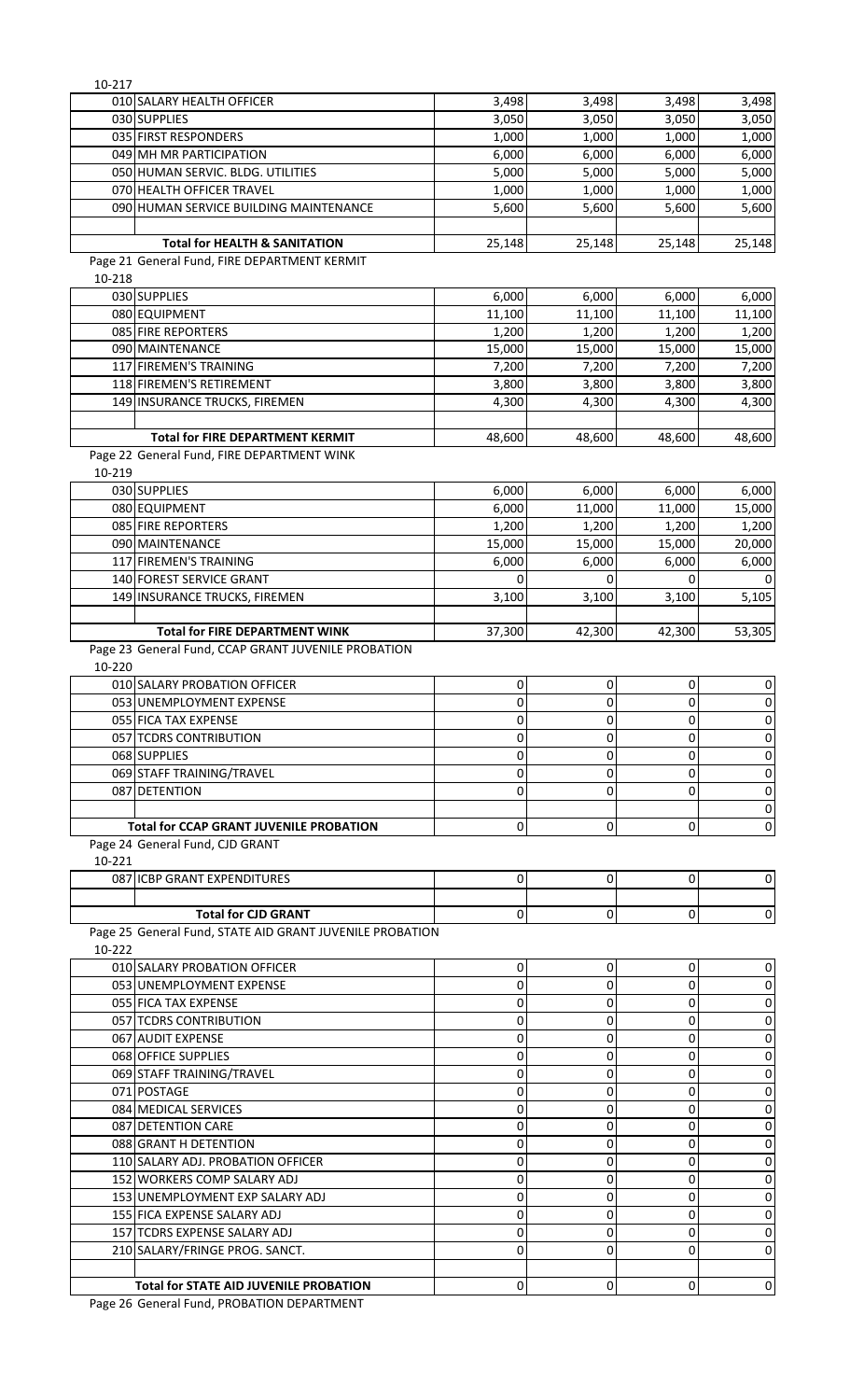10-217

| | | | | | |
|---|---|---|---|---|---|
| 010 | SALARY HEALTH OFFICER | 3,498 | 3,498 | 3,498 | 3,498 |
| 030 | SUPPLIES | 3,050 | 3,050 | 3,050 | 3,050 |
| 035 | FIRST RESPONDERS | 1,000 | 1,000 | 1,000 | 1,000 |
| 049 | MH MR PARTICIPATION | 6,000 | 6,000 | 6,000 | 6,000 |
| 050 | HUMAN SERVIC. BLDG. UTILITIES | 5,000 | 5,000 | 5,000 | 5,000 |
| 070 | HEALTH OFFICER TRAVEL | 1,000 | 1,000 | 1,000 | 1,000 |
| 090 | HUMAN SERVICE BUILDING MAINTENANCE | 5,600 | 5,600 | 5,600 | 5,600 |
| | | | | | |
| | **Total for HEALTH & SANITATION** | 25,148 | 25,148 | 25,148 | 25,148 |

Page 21 General Fund, FIRE DEPARTMENT KERMIT

10-218

| | | | | | |
|---|---|---|---|---|---|
| 030 | SUPPLIES | 6,000 | 6,000 | 6,000 | 6,000 |
| 080 | EQUIPMENT | 11,100 | 11,100 | 11,100 | 11,100 |
| 085 | FIRE REPORTERS | 1,200 | 1,200 | 1,200 | 1,200 |
| 090 | MAINTENANCE | 15,000 | 15,000 | 15,000 | 15,000 |
| 117 | FIREMEN'S TRAINING | 7,200 | 7,200 | 7,200 | 7,200 |
| 118 | FIREMEN'S RETIREMENT | 3,800 | 3,800 | 3,800 | 3,800 |
| 149 | INSURANCE TRUCKS, FIREMEN | 4,300 | 4,300 | 4,300 | 4,300 |
| | | | | | |
| | **Total for FIRE DEPARTMENT KERMIT** | 48,600 | 48,600 | 48,600 | 48,600 |

Page 22 General Fund, FIRE DEPARTMENT WINK

10-219

| | | | | | |
|---|---|---|---|---|---|
| 030 | SUPPLIES | 6,000 | 6,000 | 6,000 | 6,000 |
| 080 | EQUIPMENT | 6,000 | 11,000 | 11,000 | 15,000 |
| 085 | FIRE REPORTERS | 1,200 | 1,200 | 1,200 | 1,200 |
| 090 | MAINTENANCE | 15,000 | 15,000 | 15,000 | 20,000 |
| 117 | FIREMEN'S TRAINING | 6,000 | 6,000 | 6,000 | 6,000 |
| 140 | FOREST SERVICE GRANT | 0 | 0 | 0 | 0 |
| 149 | INSURANCE TRUCKS, FIREMEN | 3,100 | 3,100 | 3,100 | 5,105 |
| | | | | | |
| | **Total for FIRE DEPARTMENT WINK** | 37,300 | 42,300 | 42,300 | 53,305 |

Page 23 General Fund, CCAP GRANT JUVENILE PROBATION

10-220

| | | | | | |
|---|---|---|---|---|---|
| 010 | SALARY PROBATION OFFICER | 0 | 0 | 0 | 0 |
| 053 | UNEMPLOYMENT EXPENSE | 0 | 0 | 0 | 0 |
| 055 | FICA TAX EXPENSE | 0 | 0 | 0 | 0 |
| 057 | TCDRS CONTRIBUTION | 0 | 0 | 0 | 0 |
| 068 | SUPPLIES | 0 | 0 | 0 | 0 |
| 069 | STAFF TRAINING/TRAVEL | 0 | 0 | 0 | 0 |
| 087 | DETENTION | 0 | 0 | 0 | 0 |
| | | | | | 0 |
| | **Total for CCAP GRANT JUVENILE PROBATION** | 0 | 0 | 0 | 0 |

Page 24 General Fund, CJD GRANT

10-221

| | | | | | |
|---|---|---|---|---|---|
| 087 | ICBP GRANT EXPENDITURES | 0 | 0 | 0 | 0 |
| | | | | | |
| | **Total for CJD GRANT** | 0 | 0 | 0 | 0 |

Page 25 General Fund, STATE AID GRANT JUVENILE PROBATION

10-222

| | | | | | |
|---|---|---|---|---|---|
| 010 | SALARY PROBATION OFFICER | 0 | 0 | 0 | 0 |
| 053 | UNEMPLOYMENT EXPENSE | 0 | 0 | 0 | 0 |
| 055 | FICA TAX EXPENSE | 0 | 0 | 0 | 0 |
| 057 | TCDRS CONTRIBUTION | 0 | 0 | 0 | 0 |
| 067 | AUDIT EXPENSE | 0 | 0 | 0 | 0 |
| 068 | OFFICE SUPPLIES | 0 | 0 | 0 | 0 |
| 069 | STAFF TRAINING/TRAVEL | 0 | 0 | 0 | 0 |
| 071 | POSTAGE | 0 | 0 | 0 | 0 |
| 084 | MEDICAL SERVICES | 0 | 0 | 0 | 0 |
| 087 | DETENTION CARE | 0 | 0 | 0 | 0 |
| 088 | GRANT H DETENTION | 0 | 0 | 0 | 0 |
| 110 | SALARY ADJ. PROBATION OFFICER | 0 | 0 | 0 | 0 |
| 152 | WORKERS COMP SALARY ADJ | 0 | 0 | 0 | 0 |
| 153 | UNEMPLOYMENT EXP SALARY ADJ | 0 | 0 | 0 | 0 |
| 155 | FICA EXPENSE SALARY ADJ | 0 | 0 | 0 | 0 |
| 157 | TCDRS EXPENSE SALARY ADJ | 0 | 0 | 0 | 0 |
| 210 | SALARY/FRINGE PROG. SANCT. | 0 | 0 | 0 | 0 |
| | | | | | |
| | **Total for STATE AID JUVENILE PROBATION** | 0 | 0 | 0 | 0 |

Page 26 General Fund, PROBATION DEPARTMENT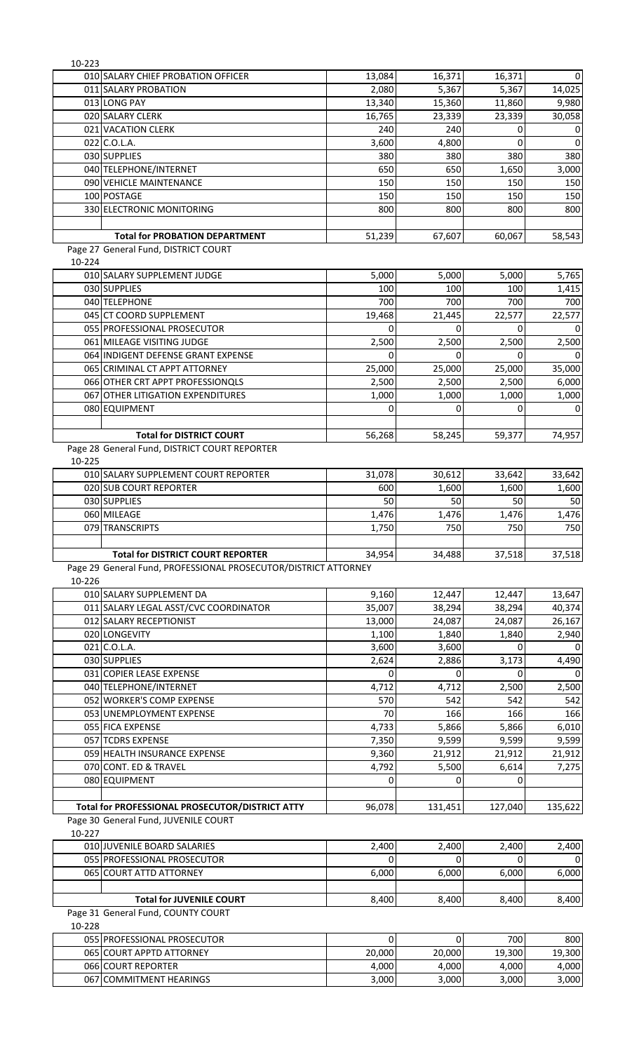10-223

| Code | Description | | | | |
|---|---|---|---|---|---|
| 010 | SALARY CHIEF PROBATION OFFICER | 13,084 | 16,371 | 16,371 | 0 |
| 011 | SALARY PROBATION | 2,080 | 5,367 | 5,367 | 14,025 |
| 013 | LONG PAY | 13,340 | 15,360 | 11,860 | 9,980 |
| 020 | SALARY CLERK | 16,765 | 23,339 | 23,339 | 30,058 |
| 021 | VACATION CLERK | 240 | 240 | 0 | 0 |
| 022 | C.O.L.A. | 3,600 | 4,800 | 0 | 0 |
| 030 | SUPPLIES | 380 | 380 | 380 | 380 |
| 040 | TELEPHONE/INTERNET | 650 | 650 | 1,650 | 3,000 |
| 090 | VEHICLE MAINTENANCE | 150 | 150 | 150 | 150 |
| 100 | POSTAGE | 150 | 150 | 150 | 150 |
| 330 | ELECTRONIC MONITORING | 800 | 800 | 800 | 800 |
| | | | | | |
| | **Total for PROBATION DEPARTMENT** | 51,239 | 67,607 | 60,067 | 58,543 |

Page 27 General Fund, DISTRICT COURT

10-224

| Code | Description | | | | |
|---|---|---|---|---|---|
| 010 | SALARY SUPPLEMENT JUDGE | 5,000 | 5,000 | 5,000 | 5,765 |
| 030 | SUPPLIES | 100 | 100 | 100 | 1,415 |
| 040 | TELEPHONE | 700 | 700 | 700 | 700 |
| 045 | CT COORD SUPPLEMENT | 19,468 | 21,445 | 22,577 | 22,577 |
| 055 | PROFESSIONAL PROSECUTOR | 0 | 0 | 0 | 0 |
| 061 | MILEAGE VISITING JUDGE | 2,500 | 2,500 | 2,500 | 2,500 |
| 064 | INDIGENT DEFENSE GRANT EXPENSE | 0 | 0 | 0 | 0 |
| 065 | CRIMINAL CT APPT ATTORNEY | 25,000 | 25,000 | 25,000 | 35,000 |
| 066 | OTHER CRT APPT PROFESSIONQLS | 2,500 | 2,500 | 2,500 | 6,000 |
| 067 | OTHER LITIGATION EXPENDITURES | 1,000 | 1,000 | 1,000 | 1,000 |
| 080 | EQUIPMENT | 0 | 0 | 0 | 0 |
| | | | | | |
| | **Total for DISTRICT COURT** | 56,268 | 58,245 | 59,377 | 74,957 |

Page 28 General Fund, DISTRICT COURT REPORTER

10-225

| Code | Description | | | | |
|---|---|---|---|---|---|
| 010 | SALARY SUPPLEMENT COURT REPORTER | 31,078 | 30,612 | 33,642 | 33,642 |
| 020 | SUB COURT REPORTER | 600 | 1,600 | 1,600 | 1,600 |
| 030 | SUPPLIES | 50 | 50 | 50 | 50 |
| 060 | MILEAGE | 1,476 | 1,476 | 1,476 | 1,476 |
| 079 | TRANSCRIPTS | 1,750 | 750 | 750 | 750 |
| | | | | | |
| | **Total for DISTRICT COURT REPORTER** | 34,954 | 34,488 | 37,518 | 37,518 |

Page 29 General Fund, PROFESSIONAL PROSECUTOR/DISTRICT ATTORNEY

10-226

| Code | Description | | | | |
|---|---|---|---|---|---|
| 010 | SALARY SUPPLEMENT DA | 9,160 | 12,447 | 12,447 | 13,647 |
| 011 | SALARY LEGAL ASST/CVC COORDINATOR | 35,007 | 38,294 | 38,294 | 40,374 |
| 012 | SALARY RECEPTIONIST | 13,000 | 24,087 | 24,087 | 26,167 |
| 020 | LONGEVITY | 1,100 | 1,840 | 1,840 | 2,940 |
| 021 | C.O.L.A. | 3,600 | 3,600 | 0 | 0 |
| 030 | SUPPLIES | 2,624 | 2,886 | 3,173 | 4,490 |
| 031 | COPIER LEASE EXPENSE | 0 | 0 | 0 | 0 |
| 040 | TELEPHONE/INTERNET | 4,712 | 4,712 | 2,500 | 2,500 |
| 052 | WORKER'S COMP EXPENSE | 570 | 542 | 542 | 542 |
| 053 | UNEMPLOYMENT EXPENSE | 70 | 166 | 166 | 166 |
| 055 | FICA EXPENSE | 4,733 | 5,866 | 5,866 | 6,010 |
| 057 | TCDRS EXPENSE | 7,350 | 9,599 | 9,599 | 9,599 |
| 059 | HEALTH INSURANCE EXPENSE | 9,360 | 21,912 | 21,912 | 21,912 |
| 070 | CONT. ED & TRAVEL | 4,792 | 5,500 | 6,614 | 7,275 |
| 080 | EQUIPMENT | 0 | 0 | 0 | |
| | | | | | |
| | **Total for PROFESSIONAL PROSECUTOR/DISTRICT ATTY** | 96,078 | 131,451 | 127,040 | 135,622 |

Page 30 General Fund, JUVENILE COURT

10-227

| Code | Description | | | | |
|---|---|---|---|---|---|
| 010 | JUVENILE BOARD SALARIES | 2,400 | 2,400 | 2,400 | 2,400 |
| 055 | PROFESSIONAL PROSECUTOR | 0 | 0 | 0 | 0 |
| 065 | COURT ATTD ATTORNEY | 6,000 | 6,000 | 6,000 | 6,000 |
| | | | | | |
| | **Total for JUVENILE COURT** | 8,400 | 8,400 | 8,400 | 8,400 |

Page 31 General Fund, COUNTY COURT

10-228

| Code | Description | | | | |
|---|---|---|---|---|---|
| 055 | PROFESSIONAL PROSECUTOR | 0 | 0 | 700 | 800 |
| 065 | COURT APPTD ATTORNEY | 20,000 | 20,000 | 19,300 | 19,300 |
| 066 | COURT REPORTER | 4,000 | 4,000 | 4,000 | 4,000 |
| 067 | COMMITMENT HEARINGS | 3,000 | 3,000 | 3,000 | 3,000 |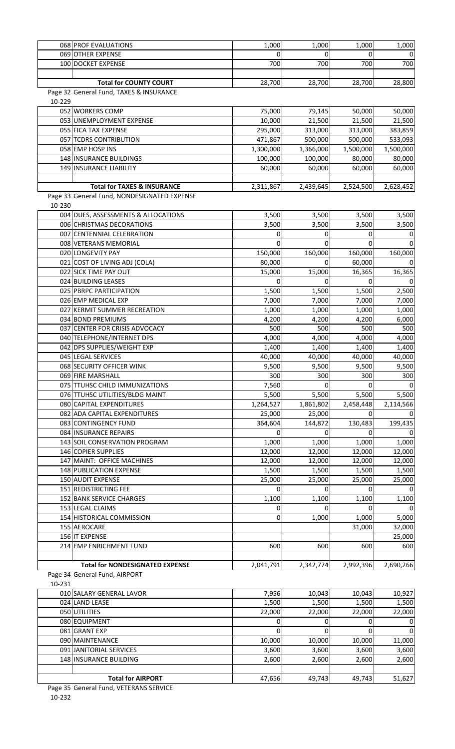| | | | | | |
|---|---|---|---|---|---|
| 068 | PROF EVALUATIONS | 1,000 | 1,000 | 1,000 | 1,000 |
| 069 | OTHER EXPENSE | 0 | 0 | 0 | 0 |
| 100 | DOCKET EXPENSE | 700 | 700 | 700 | 700 |
| | | | | | |
| | **Total for COUNTY COURT** | 28,700 | 28,700 | 28,700 | 28,800 |

Page 32 General Fund, TAXES & INSURANCE

10-229

| | | | | | |
|---|---|---|---|---|---|
| 052 | WORKERS COMP | 75,000 | 79,145 | 50,000 | 50,000 |
| 053 | UNEMPLOYMENT EXPENSE | 10,000 | 21,500 | 21,500 | 21,500 |
| 055 | FICA TAX EXPENSE | 295,000 | 313,000 | 313,000 | 383,859 |
| 057 | TCDRS CONTRIBUTION | 471,867 | 500,000 | 500,000 | 533,093 |
| 058 | EMP HOSP INS | 1,300,000 | 1,366,000 | 1,500,000 | 1,500,000 |
| 148 | INSURANCE BUILDINGS | 100,000 | 100,000 | 80,000 | 80,000 |
| 149 | INSURANCE LIABILITY | 60,000 | 60,000 | 60,000 | 60,000 |
| | | | | | |
| | **Total for TAXES & INSURANCE** | 2,311,867 | 2,439,645 | 2,524,500 | 2,628,452 |

Page 33 General Fund, NONDESIGNATED EXPENSE

10-230

| | | | | | |
|---|---|---|---|---|---|
| 004 | DUES, ASSESSMENTS & ALLOCATIONS | 3,500 | 3,500 | 3,500 | 3,500 |
| 006 | CHRISTMAS DECORATIONS | 3,500 | 3,500 | 3,500 | 3,500 |
| 007 | CENTENNIAL CELEBRATION | 0 | 0 | 0 | 0 |
| 008 | VETERANS MEMORIAL | 0 | 0 | 0 | 0 |
| 020 | LONGEVITY PAY | 150,000 | 160,000 | 160,000 | 160,000 |
| 021 | COST OF LIVING ADJ (COLA) | 80,000 | 0 | 60,000 | 0 |
| 022 | SICK TIME PAY OUT | 15,000 | 15,000 | 16,365 | 16,365 |
| 024 | BUILDING LEASES | 0 | 0 | 0 | 0 |
| 025 | PBRPC PARTICIPATION | 1,500 | 1,500 | 1,500 | 2,500 |
| 026 | EMP MEDICAL EXP | 7,000 | 7,000 | 7,000 | 7,000 |
| 027 | KERMIT SUMMER RECREATION | 1,000 | 1,000 | 1,000 | 1,000 |
| 034 | BOND PREMIUMS | 4,200 | 4,200 | 4,200 | 6,000 |
| 037 | CENTER FOR CRISIS ADVOCACY | 500 | 500 | 500 | 500 |
| 040 | TELEPHONE/INTERNET DPS | 4,000 | 4,000 | 4,000 | 4,000 |
| 042 | DPS SUPPLIES/WEIGHT EXP | 1,400 | 1,400 | 1,400 | 1,400 |
| 045 | LEGAL SERVICES | 40,000 | 40,000 | 40,000 | 40,000 |
| 068 | SECURITY OFFICER WINK | 9,500 | 9,500 | 9,500 | 9,500 |
| 069 | FIRE MARSHALL | 300 | 300 | 300 | 300 |
| 075 | TTUHSC CHILD IMMUNIZATIONS | 7,560 | 0 | 0 | 0 |
| 076 | TTUHSC UTILITIES/BLDG MAINT | 5,500 | 5,500 | 5,500 | 5,500 |
| 080 | CAPITAL EXPENDITURES | 1,264,527 | 1,861,802 | 2,458,448 | 2,114,566 |
| 082 | ADA CAPITAL EXPENDITURES | 25,000 | 25,000 | 0 | 0 |
| 083 | CONTINGENCY FUND | 364,604 | 144,872 | 130,483 | 199,435 |
| 084 | INSURANCE REPAIRS | 0 | 0 | 0 | 0 |
| 143 | SOIL CONSERVATION PROGRAM | 1,000 | 1,000 | 1,000 | 1,000 |
| 146 | COPIER SUPPLIES | 12,000 | 12,000 | 12,000 | 12,000 |
| 147 | MAINT: OFFICE MACHINES | 12,000 | 12,000 | 12,000 | 12,000 |
| 148 | PUBLICATION EXPENSE | 1,500 | 1,500 | 1,500 | 1,500 |
| 150 | AUDIT EXPENSE | 25,000 | 25,000 | 25,000 | 25,000 |
| 151 | REDISTRICTING FEE | 0 | 0 | 0 | 0 |
| 152 | BANK SERVICE CHARGES | 1,100 | 1,100 | 1,100 | 1,100 |
| 153 | LEGAL CLAIMS | 0 | 0 | 0 | 0 |
| 154 | HISTORICAL COMMISSION | 0 | 1,000 | 1,000 | 5,000 |
| 155 | AEROCARE | | | 31,000 | 32,000 |
| 156 | IT EXPENSE | | | | 25,000 |
| 214 | EMP ENRICHMENT FUND | 600 | 600 | 600 | 600 |
| | | | | | |
| | **Total for NONDESIGNATED EXPENSE** | 2,041,791 | 2,342,774 | 2,992,396 | 2,690,266 |

Page 34 General Fund, AIRPORT

10-231

| | | | | | |
|---|---|---|---|---|---|
| 010 | SALARY GENERAL LAVOR | 7,956 | 10,043 | 10,043 | 10,927 |
| 024 | LAND LEASE | 1,500 | 1,500 | 1,500 | 1,500 |
| 050 | UTILITIES | 22,000 | 22,000 | 22,000 | 22,000 |
| 080 | EQUIPMENT | 0 | 0 | 0 | 0 |
| 081 | GRANT EXP | 0 | 0 | 0 | 0 |
| 090 | MAINTENANCE | 10,000 | 10,000 | 10,000 | 11,000 |
| 091 | JANITORIAL SERVICES | 3,600 | 3,600 | 3,600 | 3,600 |
| 148 | INSURANCE BUILDING | 2,600 | 2,600 | 2,600 | 2,600 |
| | | | | | |
| | **Total for AIRPORT** | 47,656 | 49,743 | 49,743 | 51,627 |

Page 35 General Fund, VETERANS SERVICE

10-232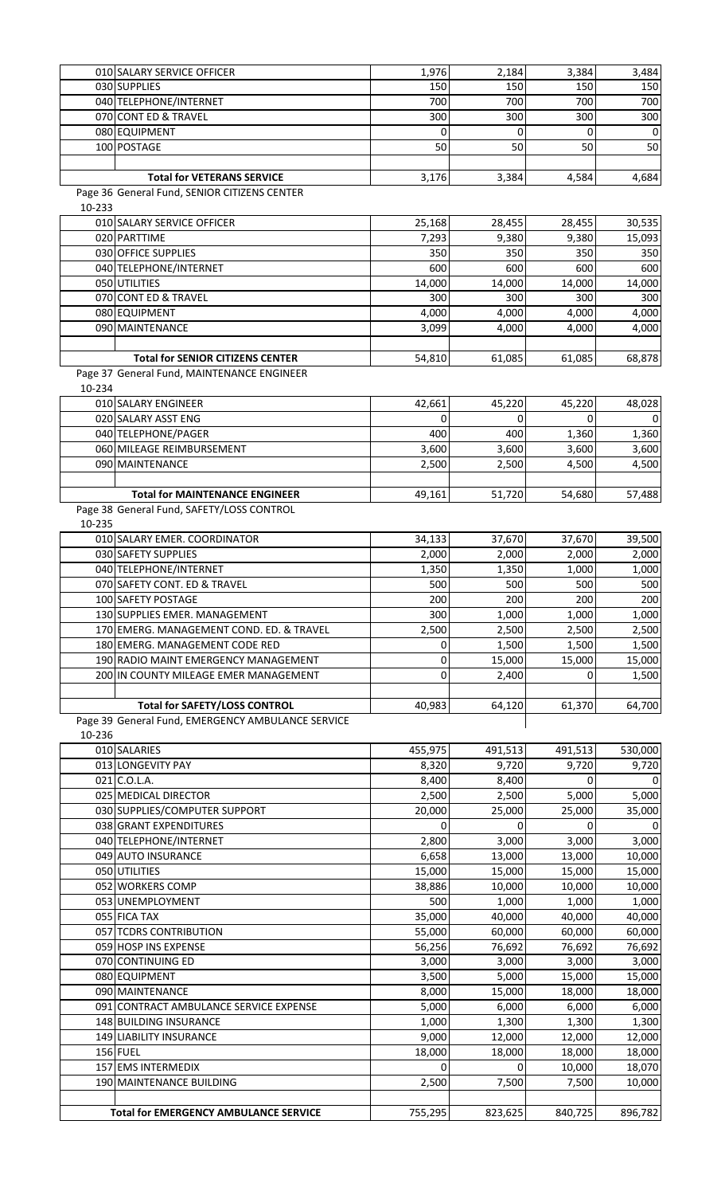| | | | | | |
|---|---|---|---|---|---|
| 010 | SALARY SERVICE OFFICER | 1,976 | 2,184 | 3,384 | 3,484 |
| 030 | SUPPLIES | 150 | 150 | 150 | 150 |
| 040 | TELEPHONE/INTERNET | 700 | 700 | 700 | 700 |
| 070 | CONT ED & TRAVEL | 300 | 300 | 300 | 300 |
| 080 | EQUIPMENT | 0 | 0 | 0 | 0 |
| 100 | POSTAGE | 50 | 50 | 50 | 50 |
| | | | | | |
| | **Total for VETERANS SERVICE** | 3,176 | 3,384 | 4,584 | 4,684 |

Page 36 General Fund, SENIOR CITIZENS CENTER

10-233

| | | | | | |
|---|---|---|---|---|---|
| 010 | SALARY SERVICE OFFICER | 25,168 | 28,455 | 28,455 | 30,535 |
| 020 | PARTTIME | 7,293 | 9,380 | 9,380 | 15,093 |
| 030 | OFFICE SUPPLIES | 350 | 350 | 350 | 350 |
| 040 | TELEPHONE/INTERNET | 600 | 600 | 600 | 600 |
| 050 | UTILITIES | 14,000 | 14,000 | 14,000 | 14,000 |
| 070 | CONT ED & TRAVEL | 300 | 300 | 300 | 300 |
| 080 | EQUIPMENT | 4,000 | 4,000 | 4,000 | 4,000 |
| 090 | MAINTENANCE | 3,099 | 4,000 | 4,000 | 4,000 |
| | | | | | |
| | **Total for SENIOR CITIZENS CENTER** | 54,810 | 61,085 | 61,085 | 68,878 |

Page 37 General Fund, MAINTENANCE ENGINEER

10-234

| | | | | | |
|---|---|---|---|---|---|
| 010 | SALARY ENGINEER | 42,661 | 45,220 | 45,220 | 48,028 |
| 020 | SALARY ASST ENG | 0 | 0 | 0 | 0 |
| 040 | TELEPHONE/PAGER | 400 | 400 | 1,360 | 1,360 |
| 060 | MILEAGE REIMBURSEMENT | 3,600 | 3,600 | 3,600 | 3,600 |
| 090 | MAINTENANCE | 2,500 | 2,500 | 4,500 | 4,500 |
| | | | | | |
| | **Total for MAINTENANCE ENGINEER** | 49,161 | 51,720 | 54,680 | 57,488 |

Page 38 General Fund, SAFETY/LOSS CONTROL

10-235

| | | | | | |
|---|---|---|---|---|---|
| 010 | SALARY EMER. COORDINATOR | 34,133 | 37,670 | 37,670 | 39,500 |
| 030 | SAFETY SUPPLIES | 2,000 | 2,000 | 2,000 | 2,000 |
| 040 | TELEPHONE/INTERNET | 1,350 | 1,350 | 1,000 | 1,000 |
| 070 | SAFETY CONT. ED & TRAVEL | 500 | 500 | 500 | 500 |
| 100 | SAFETY POSTAGE | 200 | 200 | 200 | 200 |
| 130 | SUPPLIES EMER. MANAGEMENT | 300 | 1,000 | 1,000 | 1,000 |
| 170 | EMERG. MANAGEMENT COND. ED. & TRAVEL | 2,500 | 2,500 | 2,500 | 2,500 |
| 180 | EMERG. MANAGEMENT CODE RED | 0 | 1,500 | 1,500 | 1,500 |
| 190 | RADIO MAINT EMERGENCY MANAGEMENT | 0 | 15,000 | 15,000 | 15,000 |
| 200 | IN COUNTY MILEAGE EMER MANAGEMENT | 0 | 2,400 | 0 | 1,500 |
| | | | | | |
| | **Total for SAFETY/LOSS CONTROL** | 40,983 | 64,120 | 61,370 | 64,700 |

Page 39 General Fund, EMERGENCY AMBULANCE SERVICE

10-236

| | | | | | |
|---|---|---|---|---|---|
| 010 | SALARIES | 455,975 | 491,513 | 491,513 | 530,000 |
| 013 | LONGEVITY PAY | 8,320 | 9,720 | 9,720 | 9,720 |
| 021 | C.O.L.A. | 8,400 | 8,400 | 0 | 0 |
| 025 | MEDICAL DIRECTOR | 2,500 | 2,500 | 5,000 | 5,000 |
| 030 | SUPPLIES/COMPUTER SUPPORT | 20,000 | 25,000 | 25,000 | 35,000 |
| 038 | GRANT EXPENDITURES | 0 | 0 | 0 | 0 |
| 040 | TELEPHONE/INTERNET | 2,800 | 3,000 | 3,000 | 3,000 |
| 049 | AUTO INSURANCE | 6,658 | 13,000 | 13,000 | 10,000 |
| 050 | UTILITIES | 15,000 | 15,000 | 15,000 | 15,000 |
| 052 | WORKERS COMP | 38,886 | 10,000 | 10,000 | 10,000 |
| 053 | UNEMPLOYMENT | 500 | 1,000 | 1,000 | 1,000 |
| 055 | FICA TAX | 35,000 | 40,000 | 40,000 | 40,000 |
| 057 | TCDRS CONTRIBUTION | 55,000 | 60,000 | 60,000 | 60,000 |
| 059 | HOSP INS EXPENSE | 56,256 | 76,692 | 76,692 | 76,692 |
| 070 | CONTINUING ED | 3,000 | 3,000 | 3,000 | 3,000 |
| 080 | EQUIPMENT | 3,500 | 5,000 | 15,000 | 15,000 |
| 090 | MAINTENANCE | 8,000 | 15,000 | 18,000 | 18,000 |
| 091 | CONTRACT AMBULANCE SERVICE EXPENSE | 5,000 | 6,000 | 6,000 | 6,000 |
| 148 | BUILDING INSURANCE | 1,000 | 1,300 | 1,300 | 1,300 |
| 149 | LIABILITY INSURANCE | 9,000 | 12,000 | 12,000 | 12,000 |
| 156 | FUEL | 18,000 | 18,000 | 18,000 | 18,000 |
| 157 | EMS INTERMEDIX | 0 | 0 | 10,000 | 18,070 |
| 190 | MAINTENANCE BUILDING | 2,500 | 7,500 | 7,500 | 10,000 |
| | | | | | |
| | **Total for EMERGENCY AMBULANCE SERVICE** | 755,295 | 823,625 | 840,725 | 896,782 |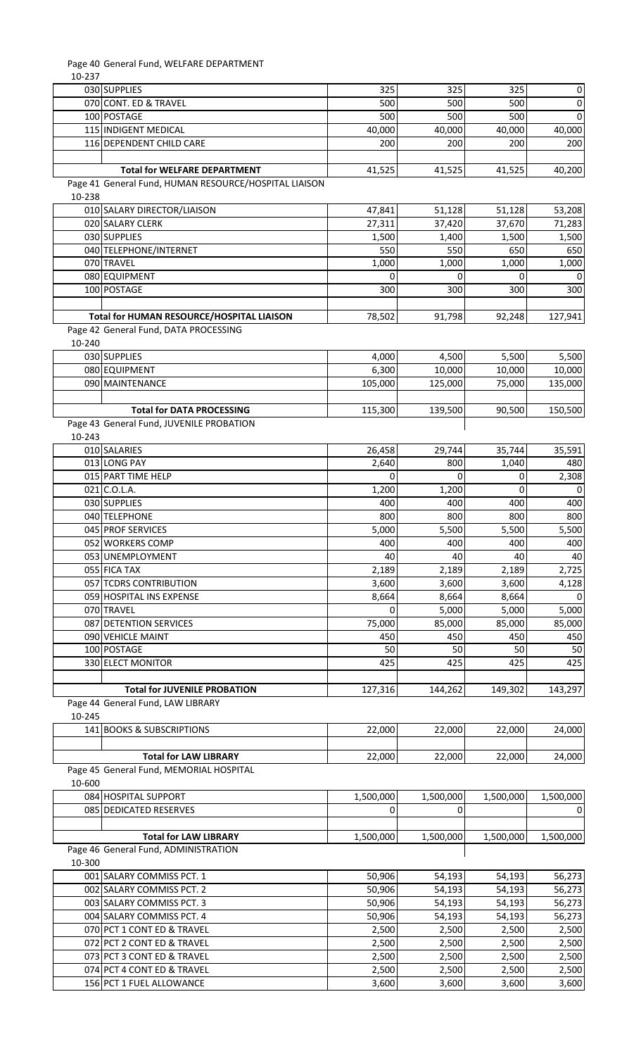Page 40 General Fund, WELFARE DEPARTMENT

10-237

| | | | | | |
|---|---|---|---|---|---|
| 030 | SUPPLIES | 325 | 325 | 325 | 0 |
| 070 | CONT. ED & TRAVEL | 500 | 500 | 500 | 0 |
| 100 | POSTAGE | 500 | 500 | 500 | 0 |
| 115 | INDIGENT MEDICAL | 40,000 | 40,000 | 40,000 | 40,000 |
| 116 | DEPENDENT CHILD CARE | 200 | 200 | 200 | 200 |
| | | | | | |
| | **Total for WELFARE DEPARTMENT** | 41,525 | 41,525 | 41,525 | 40,200 |

Page 41 General Fund, HUMAN RESOURCE/HOSPITAL LIAISON

10-238

| | | | | | |
|---|---|---|---|---|---|
| 010 | SALARY DIRECTOR/LIAISON | 47,841 | 51,128 | 51,128 | 53,208 |
| 020 | SALARY CLERK | 27,311 | 37,420 | 37,670 | 71,283 |
| 030 | SUPPLIES | 1,500 | 1,400 | 1,500 | 1,500 |
| 040 | TELEPHONE/INTERNET | 550 | 550 | 650 | 650 |
| 070 | TRAVEL | 1,000 | 1,000 | 1,000 | 1,000 |
| 080 | EQUIPMENT | 0 | 0 | 0 | 0 |
| 100 | POSTAGE | 300 | 300 | 300 | 300 |
| | | | | | |
| | **Total for HUMAN RESOURCE/HOSPITAL LIAISON** | 78,502 | 91,798 | 92,248 | 127,941 |

Page 42 General Fund, DATA PROCESSING

10-240

| | | | | | |
|---|---|---|---|---|---|
| 030 | SUPPLIES | 4,000 | 4,500 | 5,500 | 5,500 |
| 080 | EQUIPMENT | 6,300 | 10,000 | 10,000 | 10,000 |
| 090 | MAINTENANCE | 105,000 | 125,000 | 75,000 | 135,000 |
| | | | | | |
| | **Total for DATA PROCESSING** | 115,300 | 139,500 | 90,500 | 150,500 |

Page 43 General Fund, JUVENILE PROBATION

10-243

| | | | | | |
|---|---|---|---|---|---|
| 010 | SALARIES | 26,458 | 29,744 | 35,744 | 35,591 |
| 013 | LONG PAY | 2,640 | 800 | 1,040 | 480 |
| 015 | PART TIME HELP | 0 | 0 | 0 | 2,308 |
| 021 | C.O.L.A. | 1,200 | 1,200 | 0 | 0 |
| 030 | SUPPLIES | 400 | 400 | 400 | 400 |
| 040 | TELEPHONE | 800 | 800 | 800 | 800 |
| 045 | PROF SERVICES | 5,000 | 5,500 | 5,500 | 5,500 |
| 052 | WORKERS COMP | 400 | 400 | 400 | 400 |
| 053 | UNEMPLOYMENT | 40 | 40 | 40 | 40 |
| 055 | FICA TAX | 2,189 | 2,189 | 2,189 | 2,725 |
| 057 | TCDRS CONTRIBUTION | 3,600 | 3,600 | 3,600 | 4,128 |
| 059 | HOSPITAL INS EXPENSE | 8,664 | 8,664 | 8,664 | 0 |
| 070 | TRAVEL | 0 | 5,000 | 5,000 | 5,000 |
| 087 | DETENTION SERVICES | 75,000 | 85,000 | 85,000 | 85,000 |
| 090 | VEHICLE MAINT | 450 | 450 | 450 | 450 |
| 100 | POSTAGE | 50 | 50 | 50 | 50 |
| 330 | ELECT MONITOR | 425 | 425 | 425 | 425 |
| | | | | | |
| | **Total for JUVENILE PROBATION** | 127,316 | 144,262 | 149,302 | 143,297 |

Page 44 General Fund, LAW LIBRARY

10-245

| | | | | | |
|---|---|---|---|---|---|
| 141 | BOOKS & SUBSCRIPTIONS | 22,000 | 22,000 | 22,000 | 24,000 |
| | | | | | |
| | **Total for LAW LIBRARY** | 22,000 | 22,000 | 22,000 | 24,000 |

Page 45 General Fund, MEMORIAL HOSPITAL

10-600

| | | | | | |
|---|---|---|---|---|---|
| 084 | HOSPITAL SUPPORT | 1,500,000 | 1,500,000 | 1,500,000 | 1,500,000 |
| 085 | DEDICATED RESERVES | 0 | 0 | | 0 |
| | | | | | |
| | **Total for LAW LIBRARY** | 1,500,000 | 1,500,000 | 1,500,000 | 1,500,000 |

Page 46 General Fund, ADMINISTRATION

10-300

| | | | | | |
|---|---|---|---|---|---|
| 001 | SALARY COMMISS PCT. 1 | 50,906 | 54,193 | 54,193 | 56,273 |
| 002 | SALARY COMMISS PCT. 2 | 50,906 | 54,193 | 54,193 | 56,273 |
| 003 | SALARY COMMISS PCT. 3 | 50,906 | 54,193 | 54,193 | 56,273 |
| 004 | SALARY COMMISS PCT. 4 | 50,906 | 54,193 | 54,193 | 56,273 |
| 070 | PCT 1 CONT ED & TRAVEL | 2,500 | 2,500 | 2,500 | 2,500 |
| 072 | PCT 2 CONT ED & TRAVEL | 2,500 | 2,500 | 2,500 | 2,500 |
| 073 | PCT 3 CONT ED & TRAVEL | 2,500 | 2,500 | 2,500 | 2,500 |
| 074 | PCT 4 CONT ED & TRAVEL | 2,500 | 2,500 | 2,500 | 2,500 |
| 156 | PCT 1 FUEL ALLOWANCE | 3,600 | 3,600 | 3,600 | 3,600 |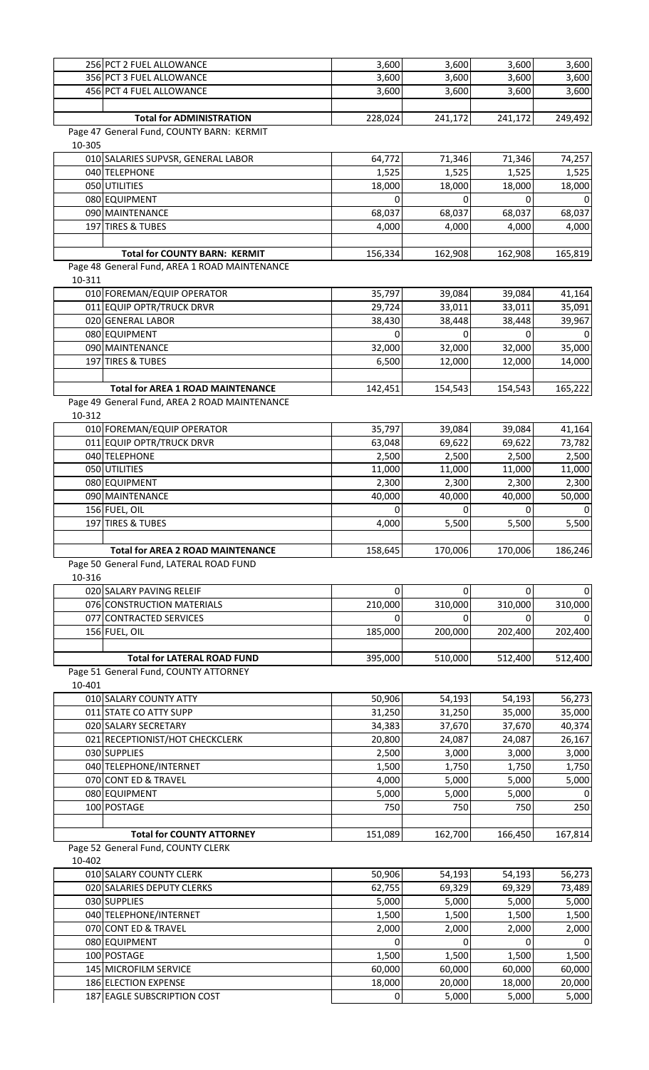| | | | | | |
|---|---|---|---|---|---|
| 256 | PCT 2 FUEL ALLOWANCE | 3,600 | 3,600 | 3,600 | 3,600 |
| 356 | PCT 3 FUEL ALLOWANCE | 3,600 | 3,600 | 3,600 | 3,600 |
| 456 | PCT 4 FUEL ALLOWANCE | 3,600 | 3,600 | 3,600 | 3,600 |
| | | | | | |
| | **Total for ADMINISTRATION** | 228,024 | 241,172 | 241,172 | 249,492 |

Page 47 General Fund, COUNTY BARN: KERMIT

10-305

| | | | | | |
|---|---|---|---|---|---|
| 010 | SALARIES SUPVSR, GENERAL LABOR | 64,772 | 71,346 | 71,346 | 74,257 |
| 040 | TELEPHONE | 1,525 | 1,525 | 1,525 | 1,525 |
| 050 | UTILITIES | 18,000 | 18,000 | 18,000 | 18,000 |
| 080 | EQUIPMENT | 0 | 0 | 0 | 0 |
| 090 | MAINTENANCE | 68,037 | 68,037 | 68,037 | 68,037 |
| 197 | TIRES & TUBES | 4,000 | 4,000 | 4,000 | 4,000 |
| | | | | | |
| | **Total for COUNTY BARN: KERMIT** | 156,334 | 162,908 | 162,908 | 165,819 |

Page 48 General Fund, AREA 1 ROAD MAINTENANCE

10-311

| | | | | | |
|---|---|---|---|---|---|
| 010 | FOREMAN/EQUIP OPERATOR | 35,797 | 39,084 | 39,084 | 41,164 |
| 011 | EQUIP OPTR/TRUCK DRVR | 29,724 | 33,011 | 33,011 | 35,091 |
| 020 | GENERAL LABOR | 38,430 | 38,448 | 38,448 | 39,967 |
| 080 | EQUIPMENT | 0 | 0 | 0 | 0 |
| 090 | MAINTENANCE | 32,000 | 32,000 | 32,000 | 35,000 |
| 197 | TIRES & TUBES | 6,500 | 12,000 | 12,000 | 14,000 |
| | | | | | |
| | **Total for AREA 1 ROAD MAINTENANCE** | 142,451 | 154,543 | 154,543 | 165,222 |

Page 49 General Fund, AREA 2 ROAD MAINTENANCE

10-312

| | | | | | |
|---|---|---|---|---|---|
| 010 | FOREMAN/EQUIP OPERATOR | 35,797 | 39,084 | 39,084 | 41,164 |
| 011 | EQUIP OPTR/TRUCK DRVR | 63,048 | 69,622 | 69,622 | 73,782 |
| 040 | TELEPHONE | 2,500 | 2,500 | 2,500 | 2,500 |
| 050 | UTILITIES | 11,000 | 11,000 | 11,000 | 11,000 |
| 080 | EQUIPMENT | 2,300 | 2,300 | 2,300 | 2,300 |
| 090 | MAINTENANCE | 40,000 | 40,000 | 40,000 | 50,000 |
| 156 | FUEL, OIL | 0 | 0 | 0 | 0 |
| 197 | TIRES & TUBES | 4,000 | 5,500 | 5,500 | 5,500 |
| | | | | | |
| | **Total for AREA 2 ROAD MAINTENANCE** | 158,645 | 170,006 | 170,006 | 186,246 |

Page 50 General Fund, LATERAL ROAD FUND

10-316

| | | | | | |
|---|---|---|---|---|---|
| 020 | SALARY PAVING RELEIF | 0 | 0 | 0 | 0 |
| 076 | CONSTRUCTION MATERIALS | 210,000 | 310,000 | 310,000 | 310,000 |
| 077 | CONTRACTED SERVICES | 0 | 0 | 0 | 0 |
| 156 | FUEL, OIL | 185,000 | 200,000 | 202,400 | 202,400 |
| | | | | | |
| | **Total for LATERAL ROAD FUND** | 395,000 | 510,000 | 512,400 | 512,400 |

Page 51 General Fund, COUNTY ATTORNEY

10-401

| | | | | | |
|---|---|---|---|---|---|
| 010 | SALARY COUNTY ATTY | 50,906 | 54,193 | 54,193 | 56,273 |
| 011 | STATE CO ATTY SUPP | 31,250 | 31,250 | 35,000 | 35,000 |
| 020 | SALARY SECRETARY | 34,383 | 37,670 | 37,670 | 40,374 |
| 021 | RECEPTIONIST/HOT CHECKCLERK | 20,800 | 24,087 | 24,087 | 26,167 |
| 030 | SUPPLIES | 2,500 | 3,000 | 3,000 | 3,000 |
| 040 | TELEPHONE/INTERNET | 1,500 | 1,750 | 1,750 | 1,750 |
| 070 | CONT ED & TRAVEL | 4,000 | 5,000 | 5,000 | 5,000 |
| 080 | EQUIPMENT | 5,000 | 5,000 | 5,000 | 0 |
| 100 | POSTAGE | 750 | 750 | 750 | 250 |
| | | | | | |
| | **Total for COUNTY ATTORNEY** | 151,089 | 162,700 | 166,450 | 167,814 |

Page 52 General Fund, COUNTY CLERK

10-402

| | | | | | |
|---|---|---|---|---|---|
| 010 | SALARY COUNTY CLERK | 50,906 | 54,193 | 54,193 | 56,273 |
| 020 | SALARIES DEPUTY CLERKS | 62,755 | 69,329 | 69,329 | 73,489 |
| 030 | SUPPLIES | 5,000 | 5,000 | 5,000 | 5,000 |
| 040 | TELEPHONE/INTERNET | 1,500 | 1,500 | 1,500 | 1,500 |
| 070 | CONT ED & TRAVEL | 2,000 | 2,000 | 2,000 | 2,000 |
| 080 | EQUIPMENT | 0 | 0 | 0 | 0 |
| 100 | POSTAGE | 1,500 | 1,500 | 1,500 | 1,500 |
| 145 | MICROFILM SERVICE | 60,000 | 60,000 | 60,000 | 60,000 |
| 186 | ELECTION EXPENSE | 18,000 | 20,000 | 18,000 | 20,000 |
| 187 | EAGLE SUBSCRIPTION COST | 0 | 5,000 | 5,000 | 5,000 |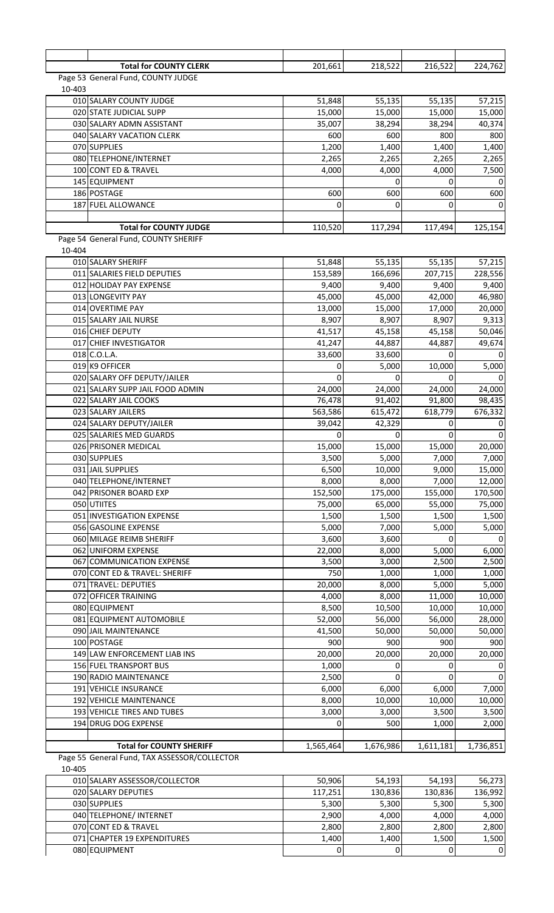| | | | | | |
|---|---|---|---|---|---|
| | **Total for COUNTY CLERK** | 201,661 | 218,522 | 216,522 | 224,762 |

Page 53 General Fund, COUNTY JUDGE

10-403

| | | | | | |
|---|---|---|---|---|---|
| 010 | SALARY COUNTY JUDGE | 51,848 | 55,135 | 55,135 | 57,215 |
| 020 | STATE JUDICIAL SUPP | 15,000 | 15,000 | 15,000 | 15,000 |
| 030 | SALARY ADMN ASSISTANT | 35,007 | 38,294 | 38,294 | 40,374 |
| 040 | SALARY VACATION CLERK | 600 | 600 | 800 | 800 |
| 070 | SUPPLIES | 1,200 | 1,400 | 1,400 | 1,400 |
| 080 | TELEPHONE/INTERNET | 2,265 | 2,265 | 2,265 | 2,265 |
| 100 | CONT ED & TRAVEL | 4,000 | 4,000 | 4,000 | 7,500 |
| 145 | EQUIPMENT | | 0 | 0 | 0 |
| 186 | POSTAGE | 600 | 600 | 600 | 600 |
| 187 | FUEL ALLOWANCE | 0 | 0 | 0 | 0 |
| | | | | | |
| | **Total for COUNTY JUDGE** | 110,520 | 117,294 | 117,494 | 125,154 |

Page 54 General Fund, COUNTY SHERIFF

10-404

| | | | | | |
|---|---|---|---|---|---|
| 010 | SALARY SHERIFF | 51,848 | 55,135 | 55,135 | 57,215 |
| 011 | SALARIES FIELD DEPUTIES | 153,589 | 166,696 | 207,715 | 228,556 |
| 012 | HOLIDAY PAY EXPENSE | 9,400 | 9,400 | 9,400 | 9,400 |
| 013 | LONGEVITY PAY | 45,000 | 45,000 | 42,000 | 46,980 |
| 014 | OVERTIME PAY | 13,000 | 15,000 | 17,000 | 20,000 |
| 015 | SALARY JAIL NURSE | 8,907 | 8,907 | 8,907 | 9,313 |
| 016 | CHIEF DEPUTY | 41,517 | 45,158 | 45,158 | 50,046 |
| 017 | CHIEF INVESTIGATOR | 41,247 | 44,887 | 44,887 | 49,674 |
| 018 | C.O.L.A. | 33,600 | 33,600 | 0 | 0 |
| 019 | K9 OFFICER | 0 | 5,000 | 10,000 | 5,000 |
| 020 | SALARY OFF DEPUTY/JAILER | 0 | 0 | 0 | 0 |
| 021 | SALARY SUPP JAIL FOOD ADMIN | 24,000 | 24,000 | 24,000 | 24,000 |
| 022 | SALARY JAIL COOKS | 76,478 | 91,402 | 91,800 | 98,435 |
| 023 | SALARY JAILERS | 563,586 | 615,472 | 618,779 | 676,332 |
| 024 | SALARY DEPUTY/JAILER | 39,042 | 42,329 | 0 | 0 |
| 025 | SALARIES MED GUARDS | 0 | 0 | 0 | 0 |
| 026 | PRISONER MEDICAL | 15,000 | 15,000 | 15,000 | 20,000 |
| 030 | SUPPLIES | 3,500 | 5,000 | 7,000 | 7,000 |
| 031 | JAIL SUPPLIES | 6,500 | 10,000 | 9,000 | 15,000 |
| 040 | TELEPHONE/INTERNET | 8,000 | 8,000 | 7,000 | 12,000 |
| 042 | PRISONER BOARD EXP | 152,500 | 175,000 | 155,000 | 170,500 |
| 050 | UTIITES | 75,000 | 65,000 | 55,000 | 75,000 |
| 051 | INVESTIGATION EXPENSE | 1,500 | 1,500 | 1,500 | 1,500 |
| 056 | GASOLINE EXPENSE | 5,000 | 7,000 | 5,000 | 5,000 |
| 060 | MILAGE REIMB SHERIFF | 3,600 | 3,600 | 0 | 0 |
| 062 | UNIFORM EXPENSE | 22,000 | 8,000 | 5,000 | 6,000 |
| 067 | COMMUNICATION EXPENSE | 3,500 | 3,000 | 2,500 | 2,500 |
| 070 | CONT ED & TRAVEL: SHERIFF | 750 | 1,000 | 1,000 | 1,000 |
| 071 | TRAVEL: DEPUTIES | 20,000 | 8,000 | 5,000 | 5,000 |
| 072 | OFFICER TRAINING | 4,000 | 8,000 | 11,000 | 10,000 |
| 080 | EQUIPMENT | 8,500 | 10,500 | 10,000 | 10,000 |
| 081 | EQUIPMENT AUTOMOBILE | 52,000 | 56,000 | 56,000 | 28,000 |
| 090 | JAIL MAINTENANCE | 41,500 | 50,000 | 50,000 | 50,000 |
| 100 | POSTAGE | 900 | 900 | 900 | 900 |
| 149 | LAW ENFORCEMENT LIAB INS | 20,000 | 20,000 | 20,000 | 20,000 |
| 156 | FUEL TRANSPORT BUS | 1,000 | 0 | 0 | 0 |
| 190 | RADIO MAINTENANCE | 2,500 | 0 | 0 | 0 |
| 191 | VEHICLE INSURANCE | 6,000 | 6,000 | 6,000 | 7,000 |
| 192 | VEHICLE MAINTENANCE | 8,000 | 10,000 | 10,000 | 10,000 |
| 193 | VEHICLE TIRES AND TUBES | 3,000 | 3,000 | 3,500 | 3,500 |
| 194 | DRUG DOG EXPENSE | 0 | 500 | 1,000 | 2,000 |
| | | | | | |
| | **Total for COUNTY SHERIFF** | 1,565,464 | 1,676,986 | 1,611,181 | 1,736,851 |

Page 55 General Fund, TAX ASSESSOR/COLLECTOR

10-405

| | | | | | |
|---|---|---|---|---|---|
| 010 | SALARY ASSESSOR/COLLECTOR | 50,906 | 54,193 | 54,193 | 56,273 |
| 020 | SALARY DEPUTIES | 117,251 | 130,836 | 130,836 | 136,992 |
| 030 | SUPPLIES | 5,300 | 5,300 | 5,300 | 5,300 |
| 040 | TELEPHONE/ INTERNET | 2,900 | 4,000 | 4,000 | 4,000 |
| 070 | CONT ED & TRAVEL | 2,800 | 2,800 | 2,800 | 2,800 |
| 071 | CHAPTER 19 EXPENDITURES | 1,400 | 1,400 | 1,500 | 1,500 |
| 080 | EQUIPMENT | 0 | 0 | 0 | 0 |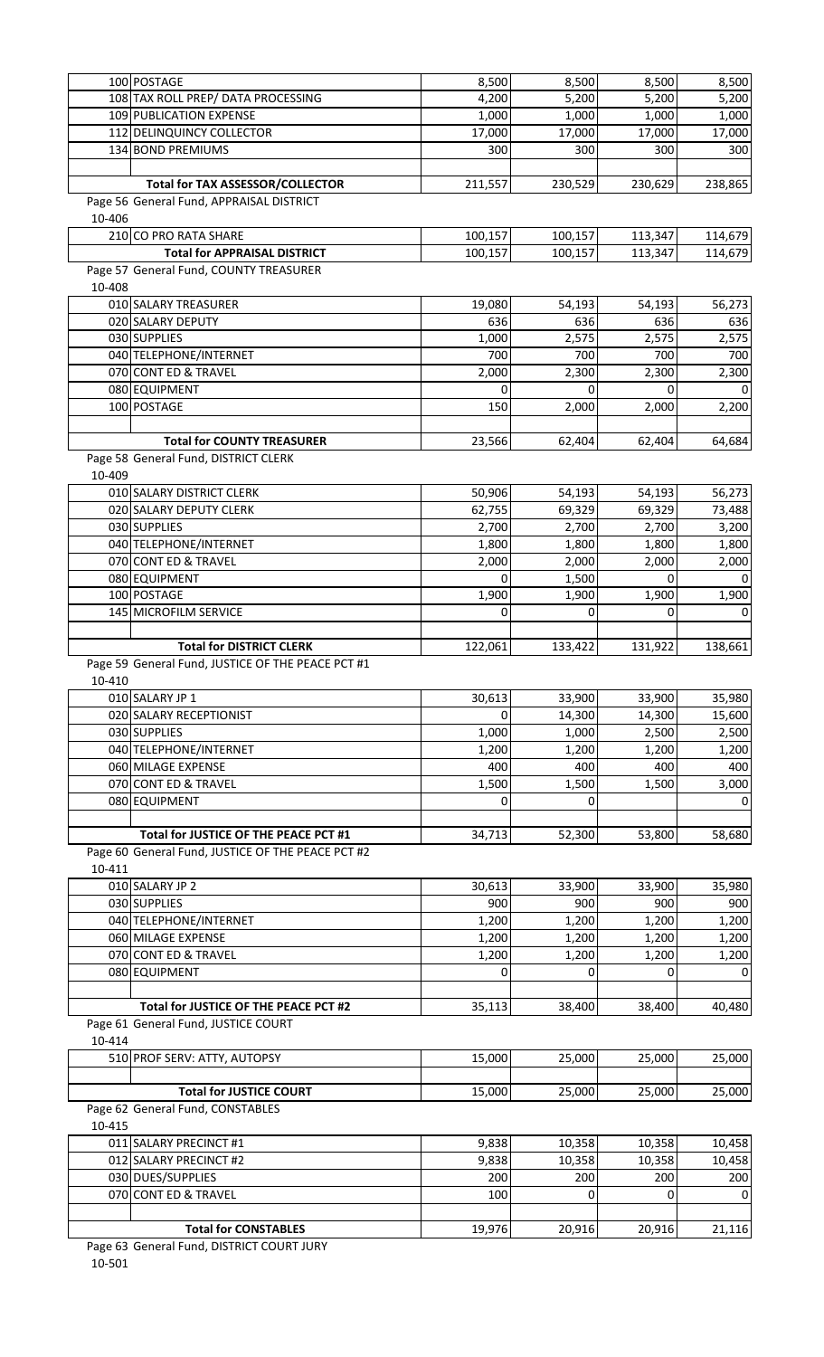| | | | | | |
|---|---|---|---|---|---|
| | 100 | POSTAGE | 8,500 | 8,500 | 8,500 | 8,500 |
| | 108 | TAX ROLL PREP/ DATA PROCESSING | 4,200 | 5,200 | 5,200 | 5,200 |
| | 109 | PUBLICATION EXPENSE | 1,000 | 1,000 | 1,000 | 1,000 |
| | 112 | DELINQUINCY COLLECTOR | 17,000 | 17,000 | 17,000 | 17,000 |
| | 134 | BOND PREMIUMS | 300 | 300 | 300 | 300 |
| | | | | | | |
| | | **Total for TAX ASSESSOR/COLLECTOR** | 211,557 | 230,529 | 230,629 | 238,865 |

Page 56 General Fund, APPRAISAL DISTRICT

10-406

| | | | | | |
|---|---|---|---|---|---|
| 210 | CO PRO RATA SHARE | 100,157 | 100,157 | 113,347 | 114,679 |
| | **Total for APPRAISAL DISTRICT** | 100,157 | 100,157 | 113,347 | 114,679 |

Page 57 General Fund, COUNTY TREASURER

10-408

| | | | | | |
|---|---|---|---|---|---|
| 010 | SALARY TREASURER | 19,080 | 54,193 | 54,193 | 56,273 |
| 020 | SALARY DEPUTY | 636 | 636 | 636 | 636 |
| 030 | SUPPLIES | 1,000 | 2,575 | 2,575 | 2,575 |
| 040 | TELEPHONE/INTERNET | 700 | 700 | 700 | 700 |
| 070 | CONT ED & TRAVEL | 2,000 | 2,300 | 2,300 | 2,300 |
| 080 | EQUIPMENT | 0 | 0 | 0 | 0 |
| 100 | POSTAGE | 150 | 2,000 | 2,000 | 2,200 |
| | | | | | |
| | **Total for COUNTY TREASURER** | 23,566 | 62,404 | 62,404 | 64,684 |

Page 58 General Fund, DISTRICT CLERK

10-409

| | | | | | |
|---|---|---|---|---|---|
| 010 | SALARY DISTRICT CLERK | 50,906 | 54,193 | 54,193 | 56,273 |
| 020 | SALARY DEPUTY CLERK | 62,755 | 69,329 | 69,329 | 73,488 |
| 030 | SUPPLIES | 2,700 | 2,700 | 2,700 | 3,200 |
| 040 | TELEPHONE/INTERNET | 1,800 | 1,800 | 1,800 | 1,800 |
| 070 | CONT ED & TRAVEL | 2,000 | 2,000 | 2,000 | 2,000 |
| 080 | EQUIPMENT | 0 | 1,500 | 0 | 0 |
| 100 | POSTAGE | 1,900 | 1,900 | 1,900 | 1,900 |
| 145 | MICROFILM SERVICE | 0 | 0 | 0 | 0 |
| | | | | | |
| | **Total for DISTRICT CLERK** | 122,061 | 133,422 | 131,922 | 138,661 |

Page 59 General Fund, JUSTICE OF THE PEACE PCT #1

10-410

| | | | | | |
|---|---|---|---|---|---|
| 010 | SALARY JP 1 | 30,613 | 33,900 | 33,900 | 35,980 |
| 020 | SALARY RECEPTIONIST | 0 | 14,300 | 14,300 | 15,600 |
| 030 | SUPPLIES | 1,000 | 1,000 | 2,500 | 2,500 |
| 040 | TELEPHONE/INTERNET | 1,200 | 1,200 | 1,200 | 1,200 |
| 060 | MILAGE EXPENSE | 400 | 400 | 400 | 400 |
| 070 | CONT ED & TRAVEL | 1,500 | 1,500 | 1,500 | 3,000 |
| 080 | EQUIPMENT | 0 | 0 | | 0 |
| | | | | | |
| | **Total for JUSTICE OF THE PEACE PCT #1** | 34,713 | 52,300 | 53,800 | 58,680 |

Page 60 General Fund, JUSTICE OF THE PEACE PCT #2

10-411

| | | | | | |
|---|---|---|---|---|---|
| 010 | SALARY JP 2 | 30,613 | 33,900 | 33,900 | 35,980 |
| 030 | SUPPLIES | 900 | 900 | 900 | 900 |
| 040 | TELEPHONE/INTERNET | 1,200 | 1,200 | 1,200 | 1,200 |
| 060 | MILAGE EXPENSE | 1,200 | 1,200 | 1,200 | 1,200 |
| 070 | CONT ED & TRAVEL | 1,200 | 1,200 | 1,200 | 1,200 |
| 080 | EQUIPMENT | 0 | 0 | 0 | 0 |
| | | | | | |
| | **Total for JUSTICE OF THE PEACE PCT #2** | 35,113 | 38,400 | 38,400 | 40,480 |

Page 61 General Fund, JUSTICE COURT

10-414

| | | | | | |
|---|---|---|---|---|---|
| 510 | PROF SERV: ATTY, AUTOPSY | 15,000 | 25,000 | 25,000 | 25,000 |
| | | | | | |
| | **Total for JUSTICE COURT** | 15,000 | 25,000 | 25,000 | 25,000 |

Page 62 General Fund, CONSTABLES

10-415

| | | | | | |
|---|---|---|---|---|---|
| 011 | SALARY PRECINCT #1 | 9,838 | 10,358 | 10,358 | 10,458 |
| 012 | SALARY PRECINCT #2 | 9,838 | 10,358 | 10,358 | 10,458 |
| 030 | DUES/SUPPLIES | 200 | 200 | 200 | 200 |
| 070 | CONT ED & TRAVEL | 100 | 0 | 0 | 0 |
| | | | | | |
| | **Total for CONSTABLES** | 19,976 | 20,916 | 20,916 | 21,116 |

Page 63 General Fund, DISTRICT COURT JURY

10-501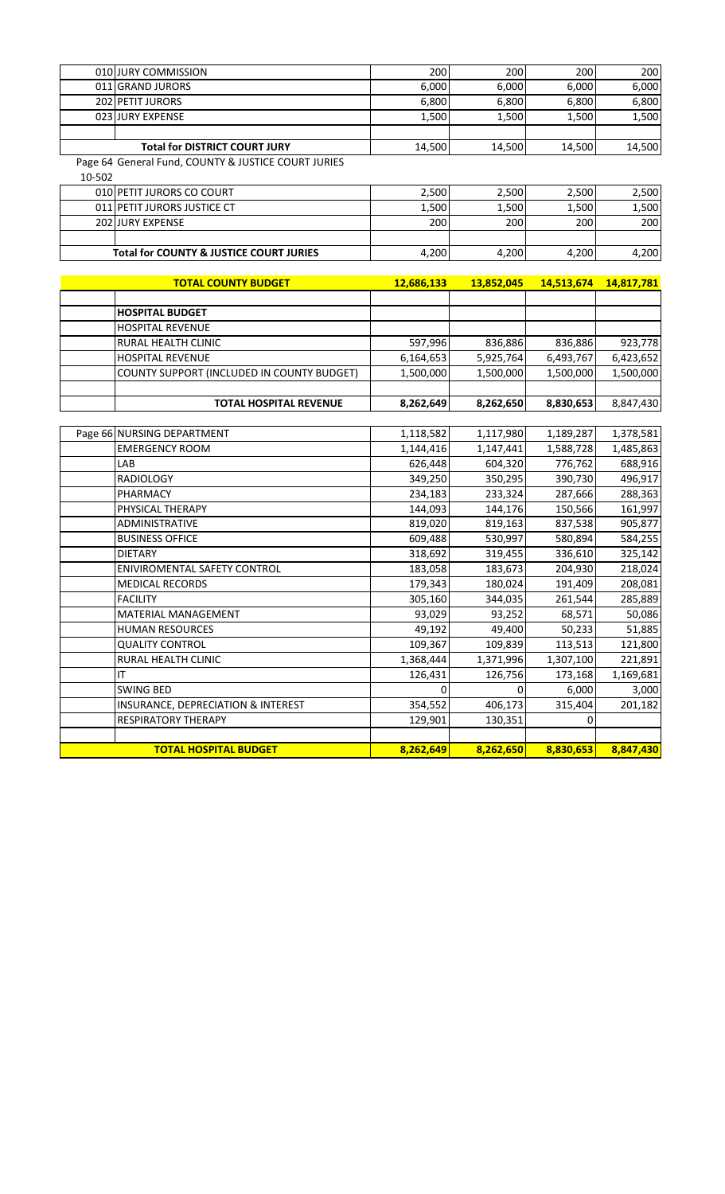| | | | | | |
|---|---|---|---|---|---|
| 010 | JURY COMMISSION | 200 | 200 | 200 | 200 |
| 011 | GRAND JURORS | 6,000 | 6,000 | 6,000 | 6,000 |
| 202 | PETIT JURORS | 6,800 | 6,800 | 6,800 | 6,800 |
| 023 | JURY EXPENSE | 1,500 | 1,500 | 1,500 | 1,500 |
| | | | | | |
| | **Total for DISTRICT COURT JURY** | 14,500 | 14,500 | 14,500 | 14,500 |

Page 64 General Fund, COUNTY & JUSTICE COURT JURIES

10-502

| | | | | | |
|---|---|---|---|---|---|
| 010 | PETIT JURORS CO COURT | 2,500 | 2,500 | 2,500 | 2,500 |
| 011 | PETIT JURORS JUSTICE CT | 1,500 | 1,500 | 1,500 | 1,500 |
| 202 | JURY EXPENSE | 200 | 200 | 200 | 200 |
| | | | | | |
| | **Total for COUNTY & JUSTICE COURT JURIES** | 4,200 | 4,200 | 4,200 | 4,200 |

| | | | | | |
|---|---|---|---|---|---|
| | **TOTAL COUNTY BUDGET** | **12,686,133** | **13,852,045** | **14,513,674** | **14,817,781** |
| | | | | | |
| | **HOSPITAL BUDGET** | | | | |
| | HOSPITAL REVENUE | | | | |
| | RURAL HEALTH CLINIC | 597,996 | 836,886 | 836,886 | 923,778 |
| | HOSPITAL REVENUE | 6,164,653 | 5,925,764 | 6,493,767 | 6,423,652 |
| | COUNTY SUPPORT (INCLUDED IN COUNTY BUDGET) | 1,500,000 | 1,500,000 | 1,500,000 | 1,500,000 |
| | | | | | |
| | **TOTAL HOSPITAL REVENUE** | **8,262,649** | **8,262,650** | **8,830,653** | 8,847,430 |

| | | | | | |
|---|---|---|---|---|---|
| Page 66 | NURSING DEPARTMENT | 1,118,582 | 1,117,980 | 1,189,287 | 1,378,581 |
| | EMERGENCY ROOM | 1,144,416 | 1,147,441 | 1,588,728 | 1,485,863 |
| | LAB | 626,448 | 604,320 | 776,762 | 688,916 |
| | RADIOLOGY | 349,250 | 350,295 | 390,730 | 496,917 |
| | PHARMACY | 234,183 | 233,324 | 287,666 | 288,363 |
| | PHYSICAL THERAPY | 144,093 | 144,176 | 150,566 | 161,997 |
| | ADMINISTRATIVE | 819,020 | 819,163 | 837,538 | 905,877 |
| | BUSINESS OFFICE | 609,488 | 530,997 | 580,894 | 584,255 |
| | DIETARY | 318,692 | 319,455 | 336,610 | 325,142 |
| | ENIVIROMENTAL SAFETY CONTROL | 183,058 | 183,673 | 204,930 | 218,024 |
| | MEDICAL RECORDS | 179,343 | 180,024 | 191,409 | 208,081 |
| | FACILITY | 305,160 | 344,035 | 261,544 | 285,889 |
| | MATERIAL MANAGEMENT | 93,029 | 93,252 | 68,571 | 50,086 |
| | HUMAN RESOURCES | 49,192 | 49,400 | 50,233 | 51,885 |
| | QUALITY CONTROL | 109,367 | 109,839 | 113,513 | 121,800 |
| | RURAL HEALTH CLINIC | 1,368,444 | 1,371,996 | 1,307,100 | 221,891 |
| | IT | 126,431 | 126,756 | 173,168 | 1,169,681 |
| | SWING BED | 0 | 0 | 6,000 | 3,000 |
| | INSURANCE, DEPRECIATION & INTEREST | 354,552 | 406,173 | 315,404 | 201,182 |
| | RESPIRATORY THERAPY | 129,901 | 130,351 | 0 | |
| | | | | | |
| | **TOTAL HOSPITAL BUDGET** | **8,262,649** | **8,262,650** | **8,830,653** | **8,847,430** |